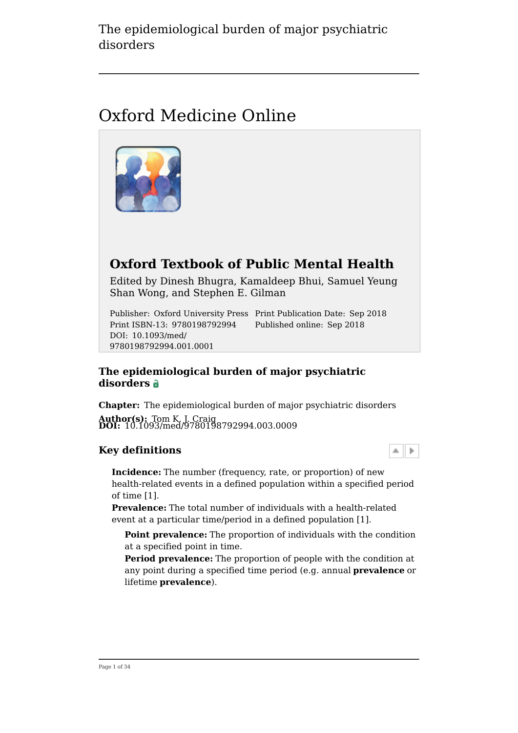# Oxford Medicine Online

## Oxford Textbook of Public Mental Health

Edited by Dinesh Bhugra, Kamaldeep Bhui, Samuel Yeung Shan Wong, and Stephen E. Gilman

Publisher: Oxford University Press
Print ISBN-13: 9780198792994
DOI: 10.1093/med/9780198792994.001.0001
Print Publication Date: Sep 2018
Published online: Sep 2018

## The epidemiological burden of major psychiatric disorders

**Chapter:** The epidemiological burden of major psychiatric disorders

**Author(s):** Tom K. J. Craig

**DOI:** 10.1093/med/9780198792994.003.0009

### Key definitions

**Incidence:** The number (frequency, rate, or proportion) of new health-related events in a defined population within a specified period of time [1].

**Prevalence:** The total number of individuals with a health-related event at a particular time/period in a defined population [1].

- **Point prevalence:** The proportion of individuals with the condition at a specified point in time.
- **Period prevalence:** The proportion of people with the condition at any point during a specified time period (e.g. annual **prevalence** or lifetime **prevalence**).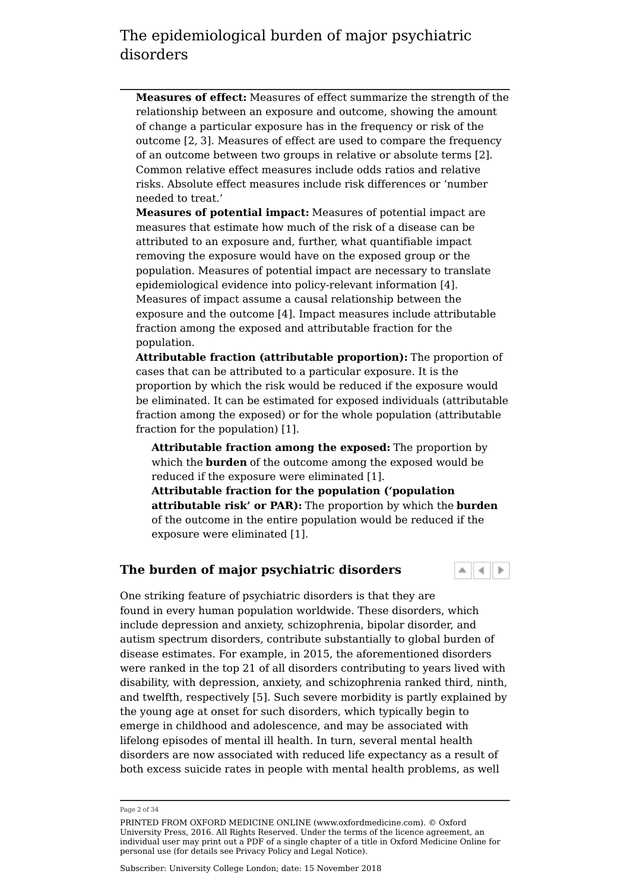**Measures of effect:** Measures of effect summarize the strength of the relationship between an exposure and outcome, showing the amount of change a particular exposure has in the frequency or risk of the outcome [2, 3]. Measures of effect are used to compare the frequency of an outcome between two groups in relative or absolute terms [2]. Common relative effect measures include odds ratios and relative risks. Absolute effect measures include risk differences or 'number needed to treat.'

**Measures of potential impact:** Measures of potential impact are measures that estimate how much of the risk of a disease can be attributed to an exposure and, further, what quantifiable impact removing the exposure would have on the exposed group or the population. Measures of potential impact are necessary to translate epidemiological evidence into policy-relevant information [4]. Measures of impact assume a causal relationship between the exposure and the outcome [4]. Impact measures include attributable fraction among the exposed and attributable fraction for the population.

**Attributable fraction (attributable proportion):** The proportion of cases that can be attributed to a particular exposure. It is the proportion by which the risk would be reduced if the exposure would be eliminated. It can be estimated for exposed individuals (attributable fraction among the exposed) or for the whole population (attributable fraction for the population) [1].

- **Attributable fraction among the exposed:** The proportion by which the **burden** of the outcome among the exposed would be reduced if the exposure were eliminated [1].
- **Attributable fraction for the population ('population attributable risk' or PAR):** The proportion by which the **burden** of the outcome in the entire population would be reduced if the exposure were eliminated [1].

## The burden of major psychiatric disorders

One striking feature of psychiatric disorders is that they are found in every human population worldwide. These disorders, which include depression and anxiety, schizophrenia, bipolar disorder, and autism spectrum disorders, contribute substantially to global burden of disease estimates. For example, in 2015, the aforementioned disorders were ranked in the top 21 of all disorders contributing to years lived with disability, with depression, anxiety, and schizophrenia ranked third, ninth, and twelfth, respectively [5]. Such severe morbidity is partly explained by the young age at onset for such disorders, which typically begin to emerge in childhood and adolescence, and may be associated with lifelong episodes of mental ill health. In turn, several mental health disorders are now associated with reduced life expectancy as a result of both excess suicide rates in people with mental health problems, as well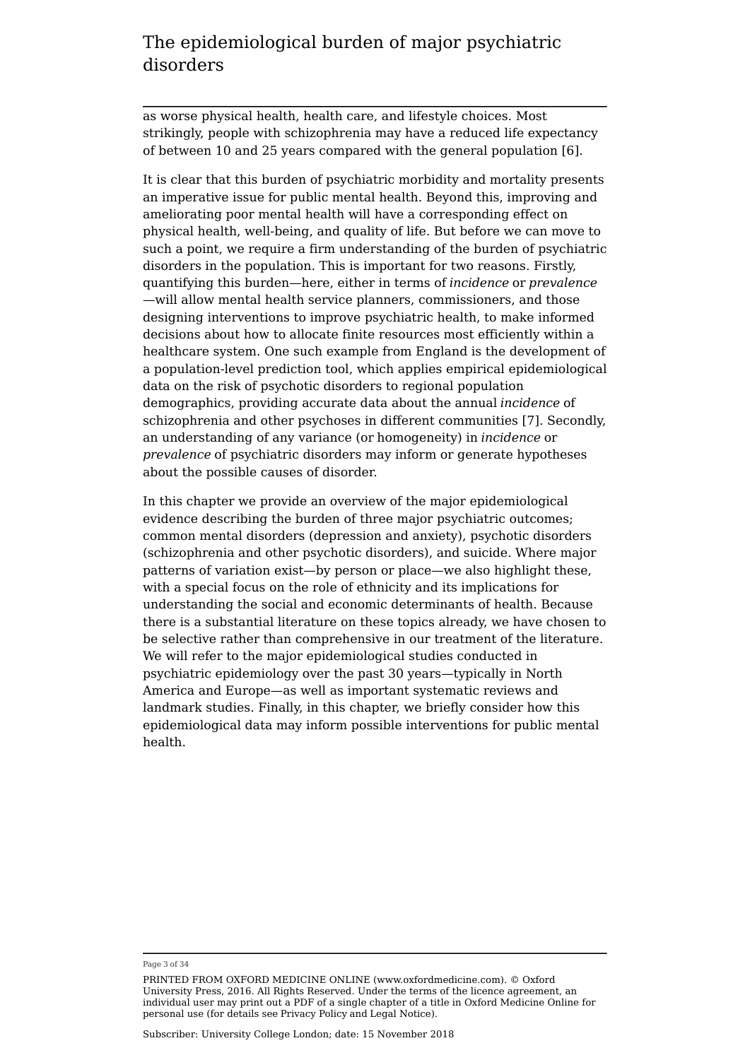as worse physical health, health care, and lifestyle choices. Most strikingly, people with schizophrenia may have a reduced life expectancy of between 10 and 25 years compared with the general population [6].

It is clear that this burden of psychiatric morbidity and mortality presents an imperative issue for public mental health. Beyond this, improving and ameliorating poor mental health will have a corresponding effect on physical health, well-being, and quality of life. But before we can move to such a point, we require a firm understanding of the burden of psychiatric disorders in the population. This is important for two reasons. Firstly, quantifying this burden—here, either in terms of *incidence* or *prevalence*—will allow mental health service planners, commissioners, and those designing interventions to improve psychiatric health, to make informed decisions about how to allocate finite resources most efficiently within a healthcare system. One such example from England is the development of a population-level prediction tool, which applies empirical epidemiological data on the risk of psychotic disorders to regional population demographics, providing accurate data about the annual *incidence* of schizophrenia and other psychoses in different communities [7]. Secondly, an understanding of any variance (or homogeneity) in *incidence* or *prevalence* of psychiatric disorders may inform or generate hypotheses about the possible causes of disorder.

In this chapter we provide an overview of the major epidemiological evidence describing the burden of three major psychiatric outcomes; common mental disorders (depression and anxiety), psychotic disorders (schizophrenia and other psychotic disorders), and suicide. Where major patterns of variation exist—by person or place—we also highlight these, with a special focus on the role of ethnicity and its implications for understanding the social and economic determinants of health. Because there is a substantial literature on these topics already, we have chosen to be selective rather than comprehensive in our treatment of the literature. We will refer to the major epidemiological studies conducted in psychiatric epidemiology over the past 30 years—typically in North America and Europe—as well as important systematic reviews and landmark studies. Finally, in this chapter, we briefly consider how this epidemiological data may inform possible interventions for public mental health.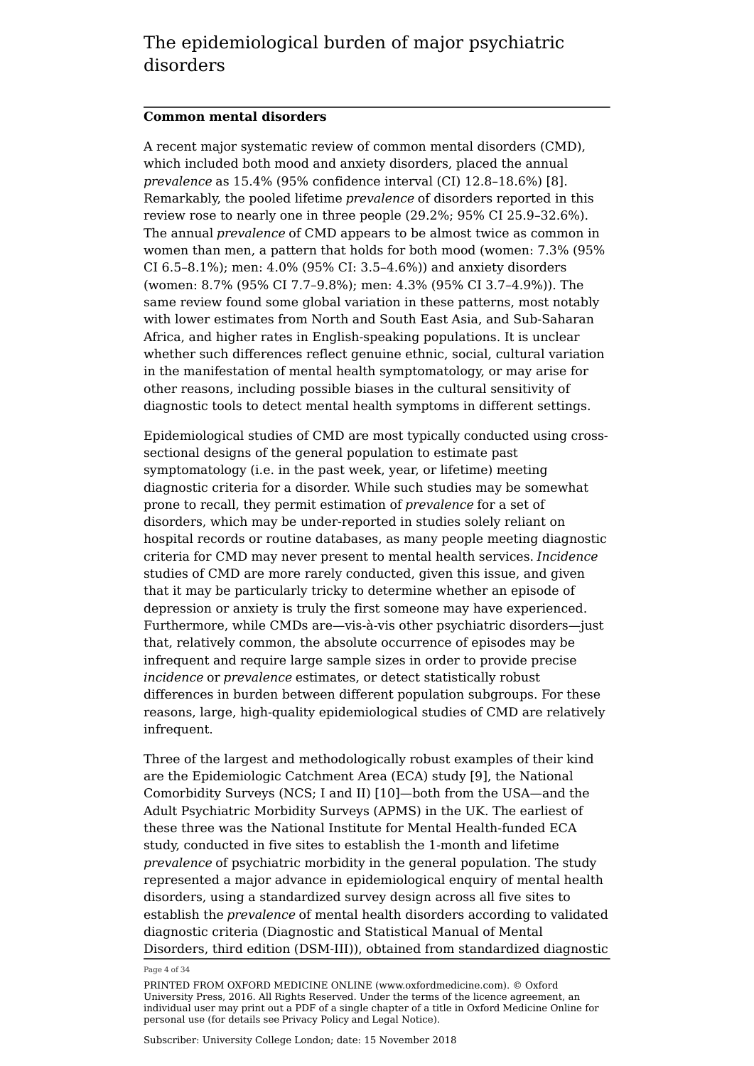# The epidemiological burden of major psychiatric disorders

## Common mental disorders

A recent major systematic review of common mental disorders (CMD), which included both mood and anxiety disorders, placed the annual *prevalence* as 15.4% (95% confidence interval (CI) 12.8–18.6%) [8]. Remarkably, the pooled lifetime *prevalence* of disorders reported in this review rose to nearly one in three people (29.2%; 95% CI 25.9–32.6%). The annual *prevalence* of CMD appears to be almost twice as common in women than men, a pattern that holds for both mood (women: 7.3% (95% CI 6.5–8.1%); men: 4.0% (95% CI: 3.5–4.6%)) and anxiety disorders (women: 8.7% (95% CI 7.7–9.8%); men: 4.3% (95% CI 3.7–4.9%)). The same review found some global variation in these patterns, most notably with lower estimates from North and South East Asia, and Sub-Saharan Africa, and higher rates in English-speaking populations. It is unclear whether such differences reflect genuine ethnic, social, cultural variation in the manifestation of mental health symptomatology, or may arise for other reasons, including possible biases in the cultural sensitivity of diagnostic tools to detect mental health symptoms in different settings.

Epidemiological studies of CMD are most typically conducted using cross-sectional designs of the general population to estimate past symptomatology (i.e. in the past week, year, or lifetime) meeting diagnostic criteria for a disorder. While such studies may be somewhat prone to recall, they permit estimation of *prevalence* for a set of disorders, which may be under-reported in studies solely reliant on hospital records or routine databases, as many people meeting diagnostic criteria for CMD may never present to mental health services. *Incidence* studies of CMD are more rarely conducted, given this issue, and given that it may be particularly tricky to determine whether an episode of depression or anxiety is truly the first someone may have experienced. Furthermore, while CMDs are—vis-à-vis other psychiatric disorders—just that, relatively common, the absolute occurrence of episodes may be infrequent and require large sample sizes in order to provide precise *incidence* or *prevalence* estimates, or detect statistically robust differences in burden between different population subgroups. For these reasons, large, high-quality epidemiological studies of CMD are relatively infrequent.

Three of the largest and methodologically robust examples of their kind are the Epidemiologic Catchment Area (ECA) study [9], the National Comorbidity Surveys (NCS; I and II) [10]—both from the USA—and the Adult Psychiatric Morbidity Surveys (APMS) in the UK. The earliest of these three was the National Institute for Mental Health-funded ECA study, conducted in five sites to establish the 1-month and lifetime *prevalence* of psychiatric morbidity in the general population. The study represented a major advance in epidemiological enquiry of mental health disorders, using a standardized survey design across all five sites to establish the *prevalence* of mental health disorders according to validated diagnostic criteria (Diagnostic and Statistical Manual of Mental Disorders, third edition (DSM-III)), obtained from standardized diagnostic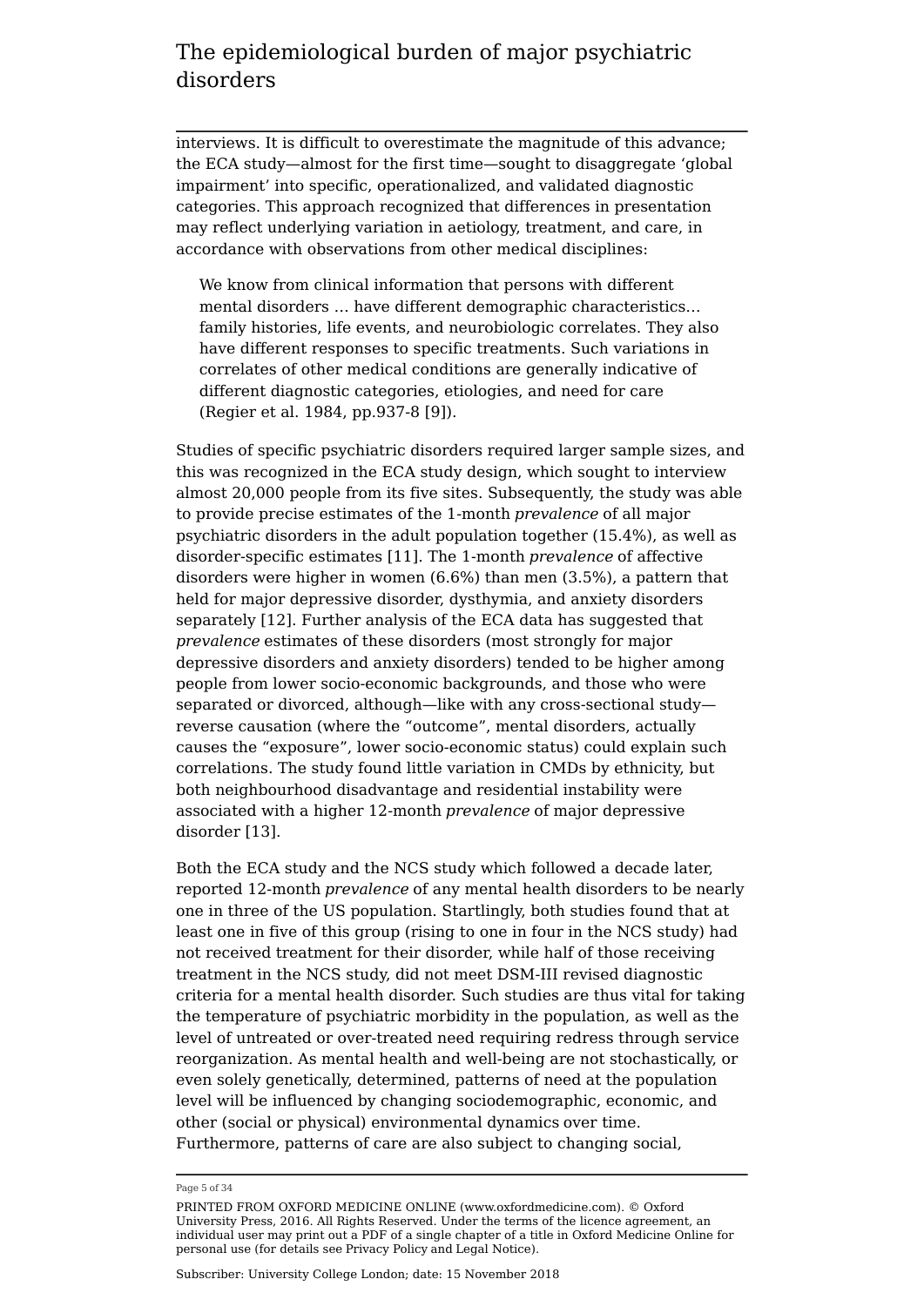interviews. It is difficult to overestimate the magnitude of this advance; the ECA study—almost for the first time—sought to disaggregate 'global impairment' into specific, operationalized, and validated diagnostic categories. This approach recognized that differences in presentation may reflect underlying variation in aetiology, treatment, and care, in accordance with observations from other medical disciplines:

> We know from clinical information that persons with different mental disorders … have different demographic characteristics… family histories, life events, and neurobiologic correlates. They also have different responses to specific treatments. Such variations in correlates of other medical conditions are generally indicative of different diagnostic categories, etiologies, and need for care (Regier et al. 1984, pp.937-8 [9]).

Studies of specific psychiatric disorders required larger sample sizes, and this was recognized in the ECA study design, which sought to interview almost 20,000 people from its five sites. Subsequently, the study was able to provide precise estimates of the 1-month *prevalence* of all major psychiatric disorders in the adult population together (15.4%), as well as disorder-specific estimates [11]. The 1-month *prevalence* of affective disorders were higher in women (6.6%) than men (3.5%), a pattern that held for major depressive disorder, dysthymia, and anxiety disorders separately [12]. Further analysis of the ECA data has suggested that *prevalence* estimates of these disorders (most strongly for major depressive disorders and anxiety disorders) tended to be higher among people from lower socio-economic backgrounds, and those who were separated or divorced, although—like with any cross-sectional study—reverse causation (where the "outcome", mental disorders, actually causes the "exposure", lower socio-economic status) could explain such correlations. The study found little variation in CMDs by ethnicity, but both neighbourhood disadvantage and residential instability were associated with a higher 12-month *prevalence* of major depressive disorder [13].

Both the ECA study and the NCS study which followed a decade later, reported 12-month *prevalence* of any mental health disorders to be nearly one in three of the US population. Startlingly, both studies found that at least one in five of this group (rising to one in four in the NCS study) had not received treatment for their disorder, while half of those receiving treatment in the NCS study, did not meet DSM-III revised diagnostic criteria for a mental health disorder. Such studies are thus vital for taking the temperature of psychiatric morbidity in the population, as well as the level of untreated or over-treated need requiring redress through service reorganization. As mental health and well-being are not stochastically, or even solely genetically, determined, patterns of need at the population level will be influenced by changing sociodemographic, economic, and other (social or physical) environmental dynamics over time. Furthermore, patterns of care are also subject to changing social,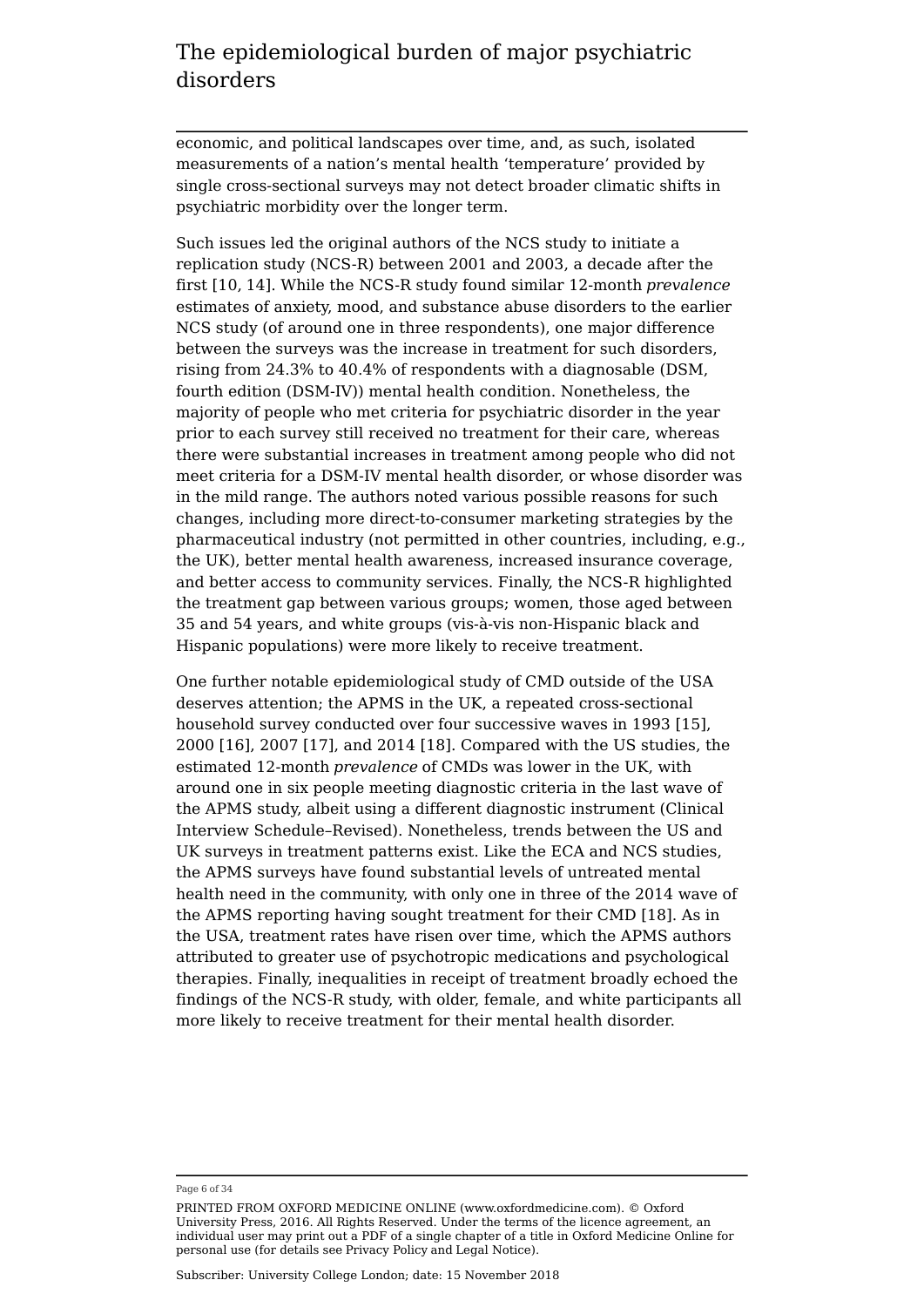economic, and political landscapes over time, and, as such, isolated measurements of a nation's mental health 'temperature' provided by single cross-sectional surveys may not detect broader climatic shifts in psychiatric morbidity over the longer term.

Such issues led the original authors of the NCS study to initiate a replication study (NCS-R) between 2001 and 2003, a decade after the first [10, 14]. While the NCS-R study found similar 12-month *prevalence* estimates of anxiety, mood, and substance abuse disorders to the earlier NCS study (of around one in three respondents), one major difference between the surveys was the increase in treatment for such disorders, rising from 24.3% to 40.4% of respondents with a diagnosable (DSM, fourth edition (DSM-IV)) mental health condition. Nonetheless, the majority of people who met criteria for psychiatric disorder in the year prior to each survey still received no treatment for their care, whereas there were substantial increases in treatment among people who did not meet criteria for a DSM-IV mental health disorder, or whose disorder was in the mild range. The authors noted various possible reasons for such changes, including more direct-to-consumer marketing strategies by the pharmaceutical industry (not permitted in other countries, including, e.g., the UK), better mental health awareness, increased insurance coverage, and better access to community services. Finally, the NCS-R highlighted the treatment gap between various groups; women, those aged between 35 and 54 years, and white groups (vis-à-vis non-Hispanic black and Hispanic populations) were more likely to receive treatment.

One further notable epidemiological study of CMD outside of the USA deserves attention; the APMS in the UK, a repeated cross-sectional household survey conducted over four successive waves in 1993 [15], 2000 [16], 2007 [17], and 2014 [18]. Compared with the US studies, the estimated 12-month *prevalence* of CMDs was lower in the UK, with around one in six people meeting diagnostic criteria in the last wave of the APMS study, albeit using a different diagnostic instrument (Clinical Interview Schedule–Revised). Nonetheless, trends between the US and UK surveys in treatment patterns exist. Like the ECA and NCS studies, the APMS surveys have found substantial levels of untreated mental health need in the community, with only one in three of the 2014 wave of the APMS reporting having sought treatment for their CMD [18]. As in the USA, treatment rates have risen over time, which the APMS authors attributed to greater use of psychotropic medications and psychological therapies. Finally, inequalities in receipt of treatment broadly echoed the findings of the NCS-R study, with older, female, and white participants all more likely to receive treatment for their mental health disorder.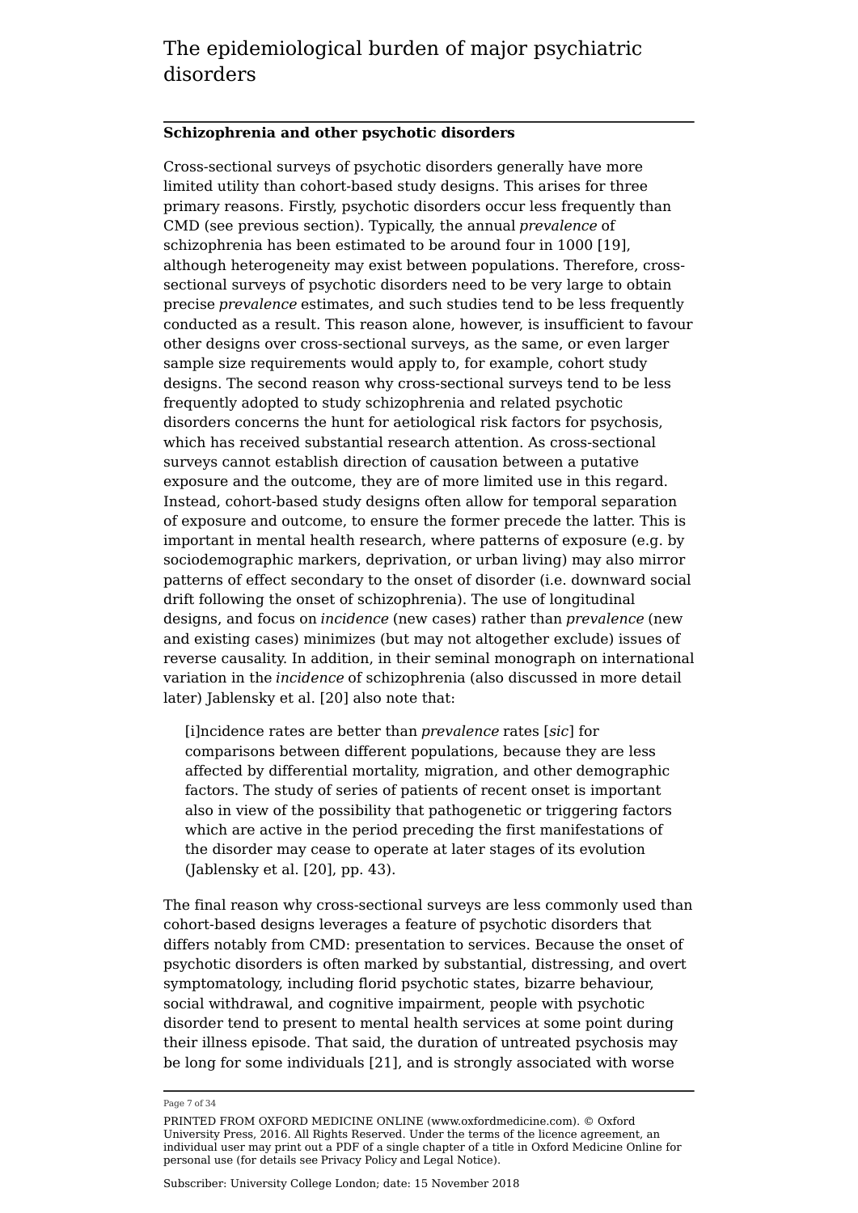## Schizophrenia and other psychotic disorders

Cross-sectional surveys of psychotic disorders generally have more limited utility than cohort-based study designs. This arises for three primary reasons. Firstly, psychotic disorders occur less frequently than CMD (see previous section). Typically, the annual *prevalence* of schizophrenia has been estimated to be around four in 1000 [19], although heterogeneity may exist between populations. Therefore, cross-sectional surveys of psychotic disorders need to be very large to obtain precise *prevalence* estimates, and such studies tend to be less frequently conducted as a result. This reason alone, however, is insufficient to favour other designs over cross-sectional surveys, as the same, or even larger sample size requirements would apply to, for example, cohort study designs. The second reason why cross-sectional surveys tend to be less frequently adopted to study schizophrenia and related psychotic disorders concerns the hunt for aetiological risk factors for psychosis, which has received substantial research attention. As cross-sectional surveys cannot establish direction of causation between a putative exposure and the outcome, they are of more limited use in this regard. Instead, cohort-based study designs often allow for temporal separation of exposure and outcome, to ensure the former precede the latter. This is important in mental health research, where patterns of exposure (e.g. by sociodemographic markers, deprivation, or urban living) may also mirror patterns of effect secondary to the onset of disorder (i.e. downward social drift following the onset of schizophrenia). The use of longitudinal designs, and focus on *incidence* (new cases) rather than *prevalence* (new and existing cases) minimizes (but may not altogether exclude) issues of reverse causality. In addition, in their seminal monograph on international variation in the *incidence* of schizophrenia (also discussed in more detail later) Jablensky et al. [20] also note that:

> [i]ncidence rates are better than *prevalence* rates [*sic*] for comparisons between different populations, because they are less affected by differential mortality, migration, and other demographic factors. The study of series of patients of recent onset is important also in view of the possibility that pathogenetic or triggering factors which are active in the period preceding the first manifestations of the disorder may cease to operate at later stages of its evolution (Jablensky et al. [20], pp. 43).

The final reason why cross-sectional surveys are less commonly used than cohort-based designs leverages a feature of psychotic disorders that differs notably from CMD: presentation to services. Because the onset of psychotic disorders is often marked by substantial, distressing, and overt symptomatology, including florid psychotic states, bizarre behaviour, social withdrawal, and cognitive impairment, people with psychotic disorder tend to present to mental health services at some point during their illness episode. That said, the duration of untreated psychosis may be long for some individuals [21], and is strongly associated with worse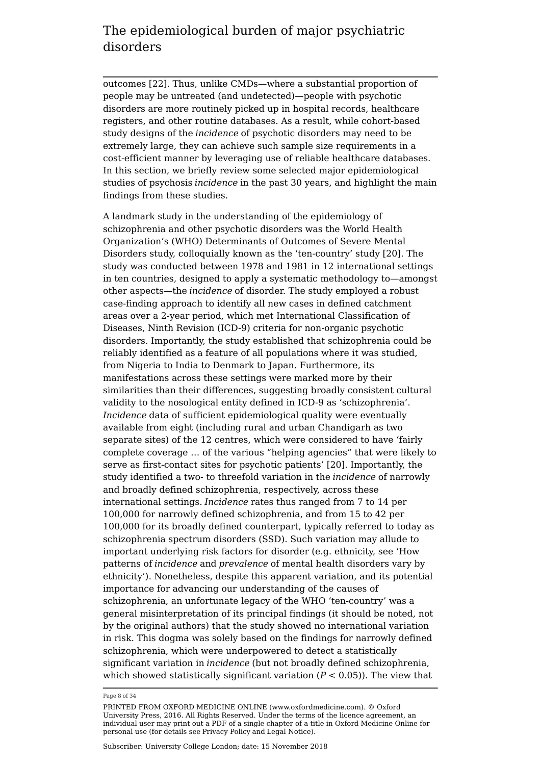outcomes [22]. Thus, unlike CMDs—where a substantial proportion of people may be untreated (and undetected)—people with psychotic disorders are more routinely picked up in hospital records, healthcare registers, and other routine databases. As a result, while cohort-based study designs of the *incidence* of psychotic disorders may need to be extremely large, they can achieve such sample size requirements in a cost-efficient manner by leveraging use of reliable healthcare databases. In this section, we briefly review some selected major epidemiological studies of psychosis *incidence* in the past 30 years, and highlight the main findings from these studies.

A landmark study in the understanding of the epidemiology of schizophrenia and other psychotic disorders was the World Health Organization's (WHO) Determinants of Outcomes of Severe Mental Disorders study, colloquially known as the 'ten-country' study [20]. The study was conducted between 1978 and 1981 in 12 international settings in ten countries, designed to apply a systematic methodology to—amongst other aspects—the *incidence* of disorder. The study employed a robust case-finding approach to identify all new cases in defined catchment areas over a 2-year period, which met International Classification of Diseases, Ninth Revision (ICD-9) criteria for non-organic psychotic disorders. Importantly, the study established that schizophrenia could be reliably identified as a feature of all populations where it was studied, from Nigeria to India to Denmark to Japan. Furthermore, its manifestations across these settings were marked more by their similarities than their differences, suggesting broadly consistent cultural validity to the nosological entity defined in ICD-9 as 'schizophrenia'. *Incidence* data of sufficient epidemiological quality were eventually available from eight (including rural and urban Chandigarh as two separate sites) of the 12 centres, which were considered to have 'fairly complete coverage … of the various "helping agencies" that were likely to serve as first-contact sites for psychotic patients' [20]. Importantly, the study identified a two- to threefold variation in the *incidence* of narrowly and broadly defined schizophrenia, respectively, across these international settings. *Incidence* rates thus ranged from 7 to 14 per 100,000 for narrowly defined schizophrenia, and from 15 to 42 per 100,000 for its broadly defined counterpart, typically referred to today as schizophrenia spectrum disorders (SSD). Such variation may allude to important underlying risk factors for disorder (e.g. ethnicity, see 'How patterns of *incidence* and *prevalence* of mental health disorders vary by ethnicity'). Nonetheless, despite this apparent variation, and its potential importance for advancing our understanding of the causes of schizophrenia, an unfortunate legacy of the WHO 'ten-country' was a general misinterpretation of its principal findings (it should be noted, not by the original authors) that the study showed no international variation in risk. This dogma was solely based on the findings for narrowly defined schizophrenia, which were underpowered to detect a statistically significant variation in *incidence* (but not broadly defined schizophrenia, which showed statistically significant variation ($P < 0.05$)). The view that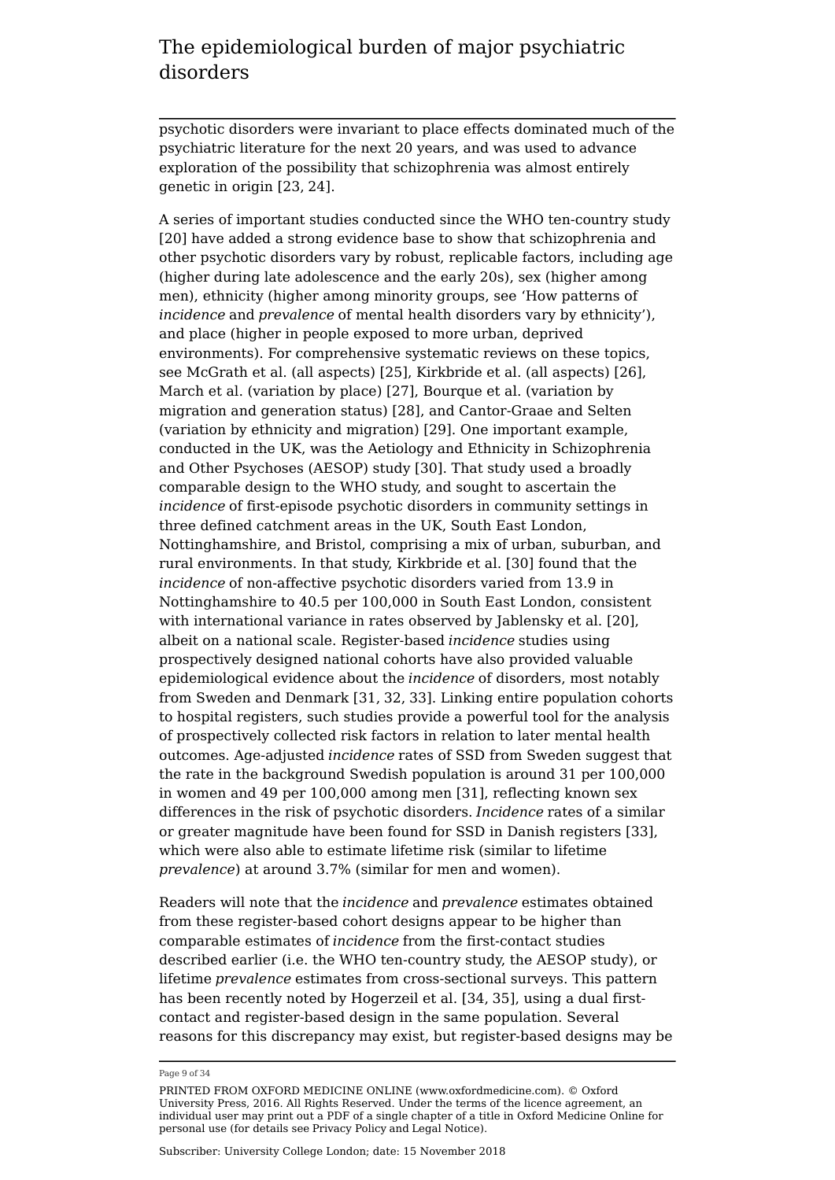psychotic disorders were invariant to place effects dominated much of the psychiatric literature for the next 20 years, and was used to advance exploration of the possibility that schizophrenia was almost entirely genetic in origin [23, 24].

A series of important studies conducted since the WHO ten-country study [20] have added a strong evidence base to show that schizophrenia and other psychotic disorders vary by robust, replicable factors, including age (higher during late adolescence and the early 20s), sex (higher among men), ethnicity (higher among minority groups, see 'How patterns of *incidence* and *prevalence* of mental health disorders vary by ethnicity'), and place (higher in people exposed to more urban, deprived environments). For comprehensive systematic reviews on these topics, see McGrath et al. (all aspects) [25], Kirkbride et al. (all aspects) [26], March et al. (variation by place) [27], Bourque et al. (variation by migration and generation status) [28], and Cantor-Graae and Selten (variation by ethnicity and migration) [29]. One important example, conducted in the UK, was the Aetiology and Ethnicity in Schizophrenia and Other Psychoses (AESOP) study [30]. That study used a broadly comparable design to the WHO study, and sought to ascertain the *incidence* of first-episode psychotic disorders in community settings in three defined catchment areas in the UK, South East London, Nottinghamshire, and Bristol, comprising a mix of urban, suburban, and rural environments. In that study, Kirkbride et al. [30] found that the *incidence* of non-affective psychotic disorders varied from 13.9 in Nottinghamshire to 40.5 per 100,000 in South East London, consistent with international variance in rates observed by Jablensky et al. [20], albeit on a national scale. Register-based *incidence* studies using prospectively designed national cohorts have also provided valuable epidemiological evidence about the *incidence* of disorders, most notably from Sweden and Denmark [31, 32, 33]. Linking entire population cohorts to hospital registers, such studies provide a powerful tool for the analysis of prospectively collected risk factors in relation to later mental health outcomes. Age-adjusted *incidence* rates of SSD from Sweden suggest that the rate in the background Swedish population is around 31 per 100,000 in women and 49 per 100,000 among men [31], reflecting known sex differences in the risk of psychotic disorders. *Incidence* rates of a similar or greater magnitude have been found for SSD in Danish registers [33], which were also able to estimate lifetime risk (similar to lifetime *prevalence*) at around 3.7% (similar for men and women).

Readers will note that the *incidence* and *prevalence* estimates obtained from these register-based cohort designs appear to be higher than comparable estimates of *incidence* from the first-contact studies described earlier (i.e. the WHO ten-country study, the AESOP study), or lifetime *prevalence* estimates from cross-sectional surveys. This pattern has been recently noted by Hogerzeil et al. [34, 35], using a dual first-contact and register-based design in the same population. Several reasons for this discrepancy may exist, but register-based designs may be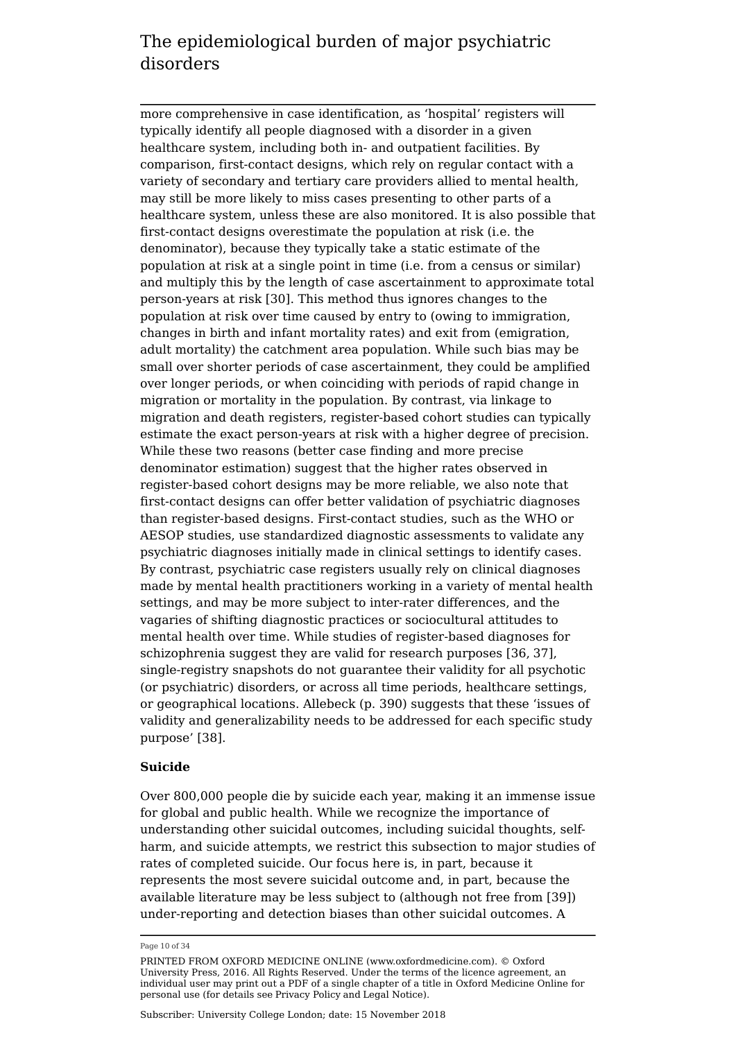more comprehensive in case identification, as 'hospital' registers will typically identify all people diagnosed with a disorder in a given healthcare system, including both in- and outpatient facilities. By comparison, first-contact designs, which rely on regular contact with a variety of secondary and tertiary care providers allied to mental health, may still be more likely to miss cases presenting to other parts of a healthcare system, unless these are also monitored. It is also possible that first-contact designs overestimate the population at risk (i.e. the denominator), because they typically take a static estimate of the population at risk at a single point in time (i.e. from a census or similar) and multiply this by the length of case ascertainment to approximate total person-years at risk [30]. This method thus ignores changes to the population at risk over time caused by entry to (owing to immigration, changes in birth and infant mortality rates) and exit from (emigration, adult mortality) the catchment area population. While such bias may be small over shorter periods of case ascertainment, they could be amplified over longer periods, or when coinciding with periods of rapid change in migration or mortality in the population. By contrast, via linkage to migration and death registers, register-based cohort studies can typically estimate the exact person-years at risk with a higher degree of precision. While these two reasons (better case finding and more precise denominator estimation) suggest that the higher rates observed in register-based cohort designs may be more reliable, we also note that first-contact designs can offer better validation of psychiatric diagnoses than register-based designs. First-contact studies, such as the WHO or AESOP studies, use standardized diagnostic assessments to validate any psychiatric diagnoses initially made in clinical settings to identify cases. By contrast, psychiatric case registers usually rely on clinical diagnoses made by mental health practitioners working in a variety of mental health settings, and may be more subject to inter-rater differences, and the vagaries of shifting diagnostic practices or sociocultural attitudes to mental health over time. While studies of register-based diagnoses for schizophrenia suggest they are valid for research purposes [36, 37], single-registry snapshots do not guarantee their validity for all psychotic (or psychiatric) disorders, or across all time periods, healthcare settings, or geographical locations. Allebeck (p. 390) suggests that these 'issues of validity and generalizability needs to be addressed for each specific study purpose' [38].

**Suicide**

Over 800,000 people die by suicide each year, making it an immense issue for global and public health. While we recognize the importance of understanding other suicidal outcomes, including suicidal thoughts, self-harm, and suicide attempts, we restrict this subsection to major studies of rates of completed suicide. Our focus here is, in part, because it represents the most severe suicidal outcome and, in part, because the available literature may be less subject to (although not free from [39]) under-reporting and detection biases than other suicidal outcomes. A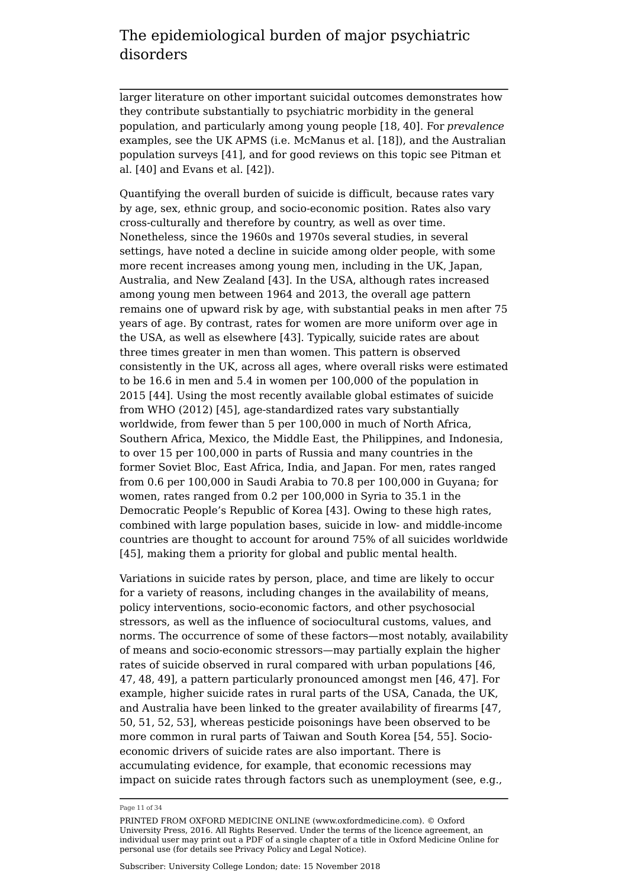larger literature on other important suicidal outcomes demonstrates how they contribute substantially to psychiatric morbidity in the general population, and particularly among young people [18, 40]. For *prevalence* examples, see the UK APMS (i.e. McManus et al. [18]), and the Australian population surveys [41], and for good reviews on this topic see Pitman et al. [40] and Evans et al. [42]).

Quantifying the overall burden of suicide is difficult, because rates vary by age, sex, ethnic group, and socio-economic position. Rates also vary cross-culturally and therefore by country, as well as over time. Nonetheless, since the 1960s and 1970s several studies, in several settings, have noted a decline in suicide among older people, with some more recent increases among young men, including in the UK, Japan, Australia, and New Zealand [43]. In the USA, although rates increased among young men between 1964 and 2013, the overall age pattern remains one of upward risk by age, with substantial peaks in men after 75 years of age. By contrast, rates for women are more uniform over age in the USA, as well as elsewhere [43]. Typically, suicide rates are about three times greater in men than women. This pattern is observed consistently in the UK, across all ages, where overall risks were estimated to be 16.6 in men and 5.4 in women per 100,000 of the population in 2015 [44]. Using the most recently available global estimates of suicide from WHO (2012) [45], age-standardized rates vary substantially worldwide, from fewer than 5 per 100,000 in much of North Africa, Southern Africa, Mexico, the Middle East, the Philippines, and Indonesia, to over 15 per 100,000 in parts of Russia and many countries in the former Soviet Bloc, East Africa, India, and Japan. For men, rates ranged from 0.6 per 100,000 in Saudi Arabia to 70.8 per 100,000 in Guyana; for women, rates ranged from 0.2 per 100,000 in Syria to 35.1 in the Democratic People's Republic of Korea [43]. Owing to these high rates, combined with large population bases, suicide in low- and middle-income countries are thought to account for around 75% of all suicides worldwide [45], making them a priority for global and public mental health.

Variations in suicide rates by person, place, and time are likely to occur for a variety of reasons, including changes in the availability of means, policy interventions, socio-economic factors, and other psychosocial stressors, as well as the influence of sociocultural customs, values, and norms. The occurrence of some of these factors—most notably, availability of means and socio-economic stressors—may partially explain the higher rates of suicide observed in rural compared with urban populations [46, 47, 48, 49], a pattern particularly pronounced amongst men [46, 47]. For example, higher suicide rates in rural parts of the USA, Canada, the UK, and Australia have been linked to the greater availability of firearms [47, 50, 51, 52, 53], whereas pesticide poisonings have been observed to be more common in rural parts of Taiwan and South Korea [54, 55]. Socio-economic drivers of suicide rates are also important. There is accumulating evidence, for example, that economic recessions may impact on suicide rates through factors such as unemployment (see, e.g.,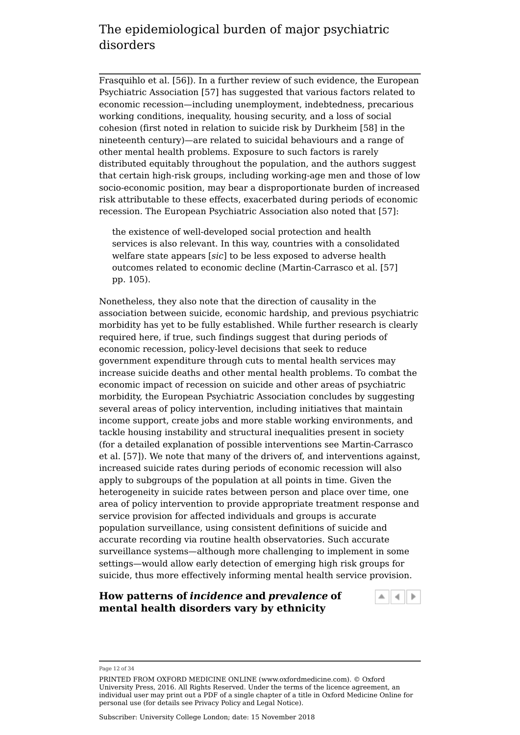Frasquihlo et al. [56]). In a further review of such evidence, the European Psychiatric Association [57] has suggested that various factors related to economic recession—including unemployment, indebtedness, precarious working conditions, inequality, housing security, and a loss of social cohesion (first noted in relation to suicide risk by Durkheim [58] in the nineteenth century)—are related to suicidal behaviours and a range of other mental health problems. Exposure to such factors is rarely distributed equitably throughout the population, and the authors suggest that certain high-risk groups, including working-age men and those of low socio-economic position, may bear a disproportionate burden of increased risk attributable to these effects, exacerbated during periods of economic recession. The European Psychiatric Association also noted that [57]:

> the existence of well-developed social protection and health services is also relevant. In this way, countries with a consolidated welfare state appears [*sic*] to be less exposed to adverse health outcomes related to economic decline (Martin-Carrasco et al. [57] pp. 105).

Nonetheless, they also note that the direction of causality in the association between suicide, economic hardship, and previous psychiatric morbidity has yet to be fully established. While further research is clearly required here, if true, such findings suggest that during periods of economic recession, policy-level decisions that seek to reduce government expenditure through cuts to mental health services may increase suicide deaths and other mental health problems. To combat the economic impact of recession on suicide and other areas of psychiatric morbidity, the European Psychiatric Association concludes by suggesting several areas of policy intervention, including initiatives that maintain income support, create jobs and more stable working environments, and tackle housing instability and structural inequalities present in society (for a detailed explanation of possible interventions see Martin-Carrasco et al. [57]). We note that many of the drivers of, and interventions against, increased suicide rates during periods of economic recession will also apply to subgroups of the population at all points in time. Given the heterogeneity in suicide rates between person and place over time, one area of policy intervention to provide appropriate treatment response and service provision for affected individuals and groups is accurate population surveillance, using consistent definitions of suicide and accurate recording via routine health observatories. Such accurate surveillance systems—although more challenging to implement in some settings—would allow early detection of emerging high risk groups for suicide, thus more effectively informing mental health service provision.

## How patterns of *incidence* and *prevalence* of mental health disorders vary by ethnicity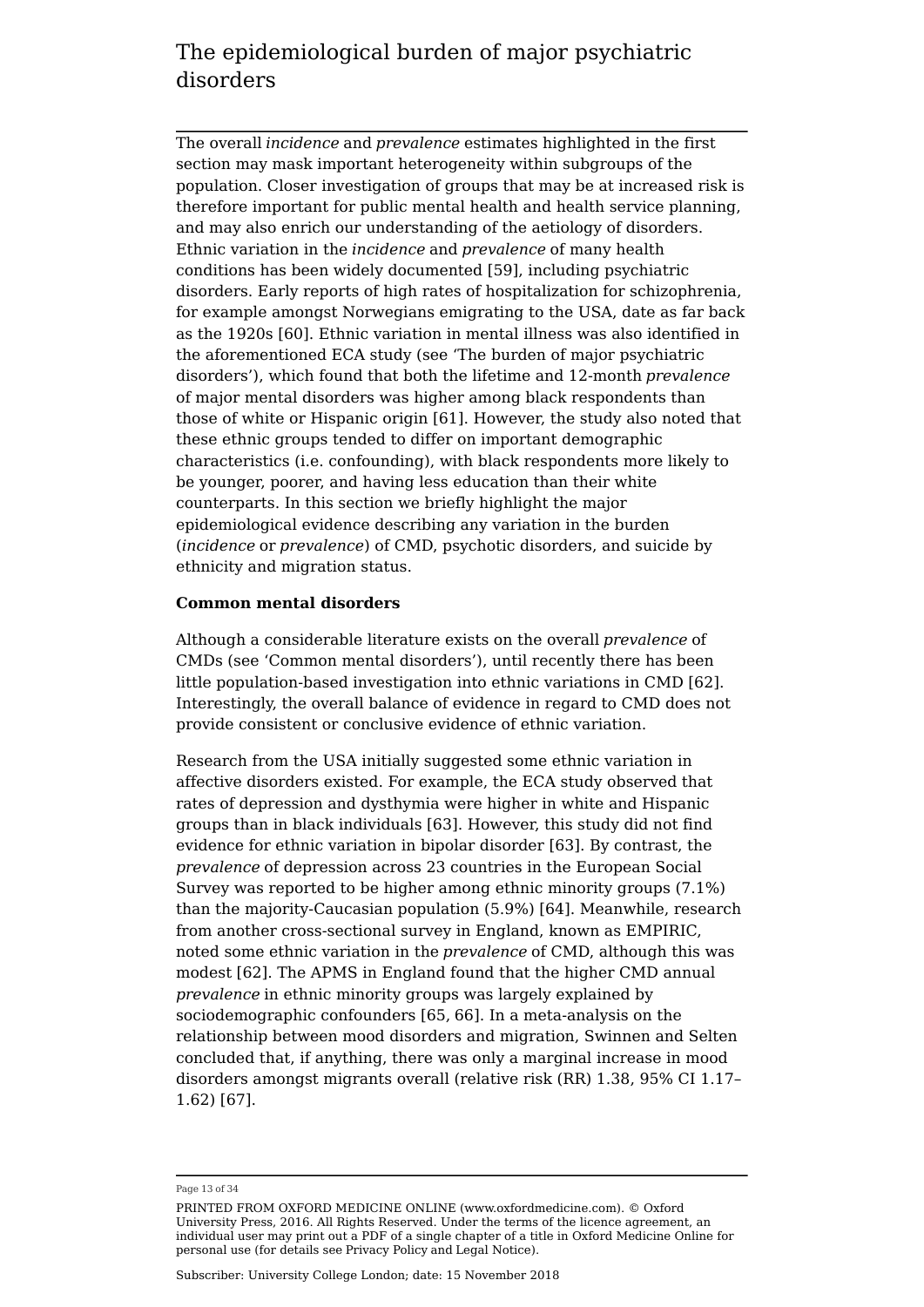# The epidemiological burden of major psychiatric disorders

The overall *incidence* and *prevalence* estimates highlighted in the first section may mask important heterogeneity within subgroups of the population. Closer investigation of groups that may be at increased risk is therefore important for public mental health and health service planning, and may also enrich our understanding of the aetiology of disorders. Ethnic variation in the *incidence* and *prevalence* of many health conditions has been widely documented [59], including psychiatric disorders. Early reports of high rates of hospitalization for schizophrenia, for example amongst Norwegians emigrating to the USA, date as far back as the 1920s [60]. Ethnic variation in mental illness was also identified in the aforementioned ECA study (see 'The burden of major psychiatric disorders'), which found that both the lifetime and 12-month *prevalence* of major mental disorders was higher among black respondents than those of white or Hispanic origin [61]. However, the study also noted that these ethnic groups tended to differ on important demographic characteristics (i.e. confounding), with black respondents more likely to be younger, poorer, and having less education than their white counterparts. In this section we briefly highlight the major epidemiological evidence describing any variation in the burden (*incidence* or *prevalence*) of CMD, psychotic disorders, and suicide by ethnicity and migration status.

**Common mental disorders**

Although a considerable literature exists on the overall *prevalence* of CMDs (see 'Common mental disorders'), until recently there has been little population-based investigation into ethnic variations in CMD [62]. Interestingly, the overall balance of evidence in regard to CMD does not provide consistent or conclusive evidence of ethnic variation.

Research from the USA initially suggested some ethnic variation in affective disorders existed. For example, the ECA study observed that rates of depression and dysthymia were higher in white and Hispanic groups than in black individuals [63]. However, this study did not find evidence for ethnic variation in bipolar disorder [63]. By contrast, the *prevalence* of depression across 23 countries in the European Social Survey was reported to be higher among ethnic minority groups (7.1%) than the majority-Caucasian population (5.9%) [64]. Meanwhile, research from another cross-sectional survey in England, known as EMPIRIC, noted some ethnic variation in the *prevalence* of CMD, although this was modest [62]. The APMS in England found that the higher CMD annual *prevalence* in ethnic minority groups was largely explained by sociodemographic confounders [65, 66]. In a meta-analysis on the relationship between mood disorders and migration, Swinnen and Selten concluded that, if anything, there was only a marginal increase in mood disorders amongst migrants overall (relative risk (RR) 1.38, 95% CI 1.17–1.62) [67].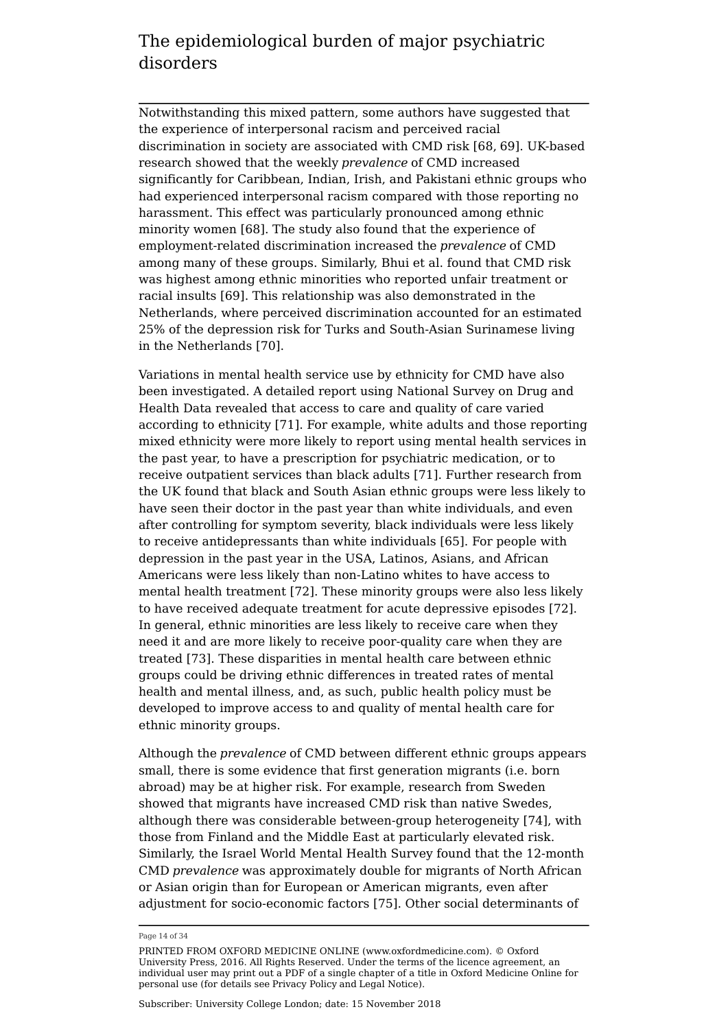Notwithstanding this mixed pattern, some authors have suggested that the experience of interpersonal racism and perceived racial discrimination in society are associated with CMD risk [68, 69]. UK-based research showed that the weekly *prevalence* of CMD increased significantly for Caribbean, Indian, Irish, and Pakistani ethnic groups who had experienced interpersonal racism compared with those reporting no harassment. This effect was particularly pronounced among ethnic minority women [68]. The study also found that the experience of employment-related discrimination increased the *prevalence* of CMD among many of these groups. Similarly, Bhui et al. found that CMD risk was highest among ethnic minorities who reported unfair treatment or racial insults [69]. This relationship was also demonstrated in the Netherlands, where perceived discrimination accounted for an estimated 25% of the depression risk for Turks and South-Asian Surinamese living in the Netherlands [70].

Variations in mental health service use by ethnicity for CMD have also been investigated. A detailed report using National Survey on Drug and Health Data revealed that access to care and quality of care varied according to ethnicity [71]. For example, white adults and those reporting mixed ethnicity were more likely to report using mental health services in the past year, to have a prescription for psychiatric medication, or to receive outpatient services than black adults [71]. Further research from the UK found that black and South Asian ethnic groups were less likely to have seen their doctor in the past year than white individuals, and even after controlling for symptom severity, black individuals were less likely to receive antidepressants than white individuals [65]. For people with depression in the past year in the USA, Latinos, Asians, and African Americans were less likely than non-Latino whites to have access to mental health treatment [72]. These minority groups were also less likely to have received adequate treatment for acute depressive episodes [72]. In general, ethnic minorities are less likely to receive care when they need it and are more likely to receive poor-quality care when they are treated [73]. These disparities in mental health care between ethnic groups could be driving ethnic differences in treated rates of mental health and mental illness, and, as such, public health policy must be developed to improve access to and quality of mental health care for ethnic minority groups.

Although the *prevalence* of CMD between different ethnic groups appears small, there is some evidence that first generation migrants (i.e. born abroad) may be at higher risk. For example, research from Sweden showed that migrants have increased CMD risk than native Swedes, although there was considerable between-group heterogeneity [74], with those from Finland and the Middle East at particularly elevated risk. Similarly, the Israel World Mental Health Survey found that the 12-month CMD *prevalence* was approximately double for migrants of North African or Asian origin than for European or American migrants, even after adjustment for socio-economic factors [75]. Other social determinants of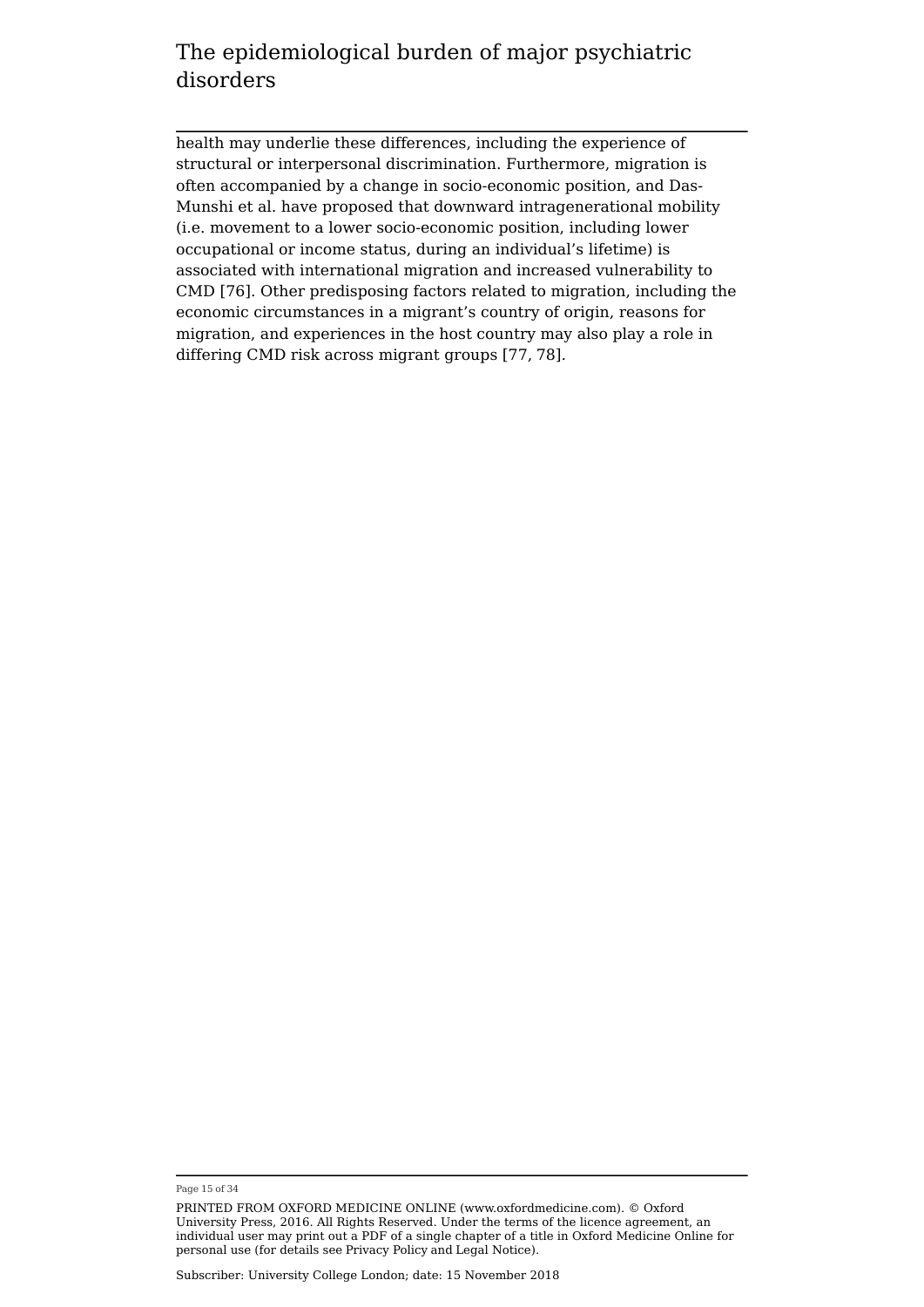health may underlie these differences, including the experience of structural or interpersonal discrimination. Furthermore, migration is often accompanied by a change in socio-economic position, and Das-Munshi et al. have proposed that downward intragenerational mobility (i.e. movement to a lower socio-economic position, including lower occupational or income status, during an individual's lifetime) is associated with international migration and increased vulnerability to CMD [76]. Other predisposing factors related to migration, including the economic circumstances in a migrant's country of origin, reasons for migration, and experiences in the host country may also play a role in differing CMD risk across migrant groups [77, 78].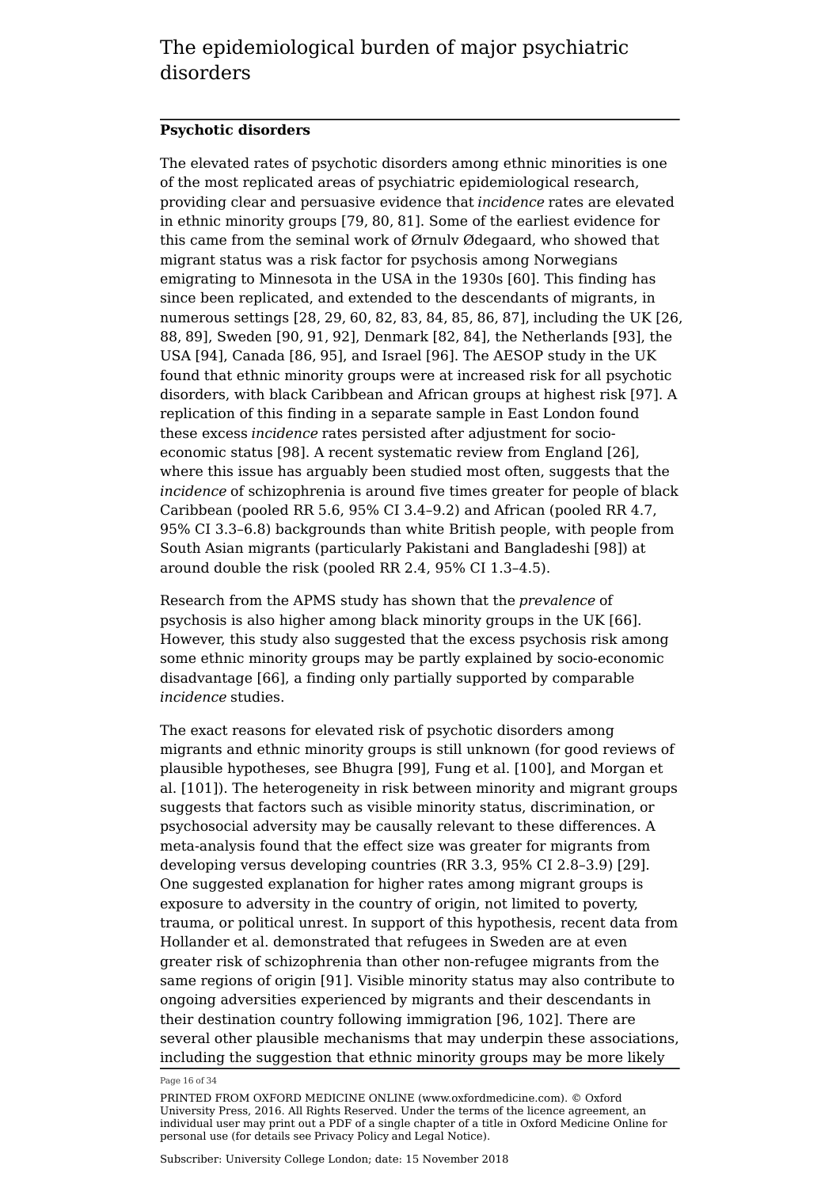### Psychotic disorders

The elevated rates of psychotic disorders among ethnic minorities is one of the most replicated areas of psychiatric epidemiological research, providing clear and persuasive evidence that *incidence* rates are elevated in ethnic minority groups [79, 80, 81]. Some of the earliest evidence for this came from the seminal work of Ørnulv Ødegaard, who showed that migrant status was a risk factor for psychosis among Norwegians emigrating to Minnesota in the USA in the 1930s [60]. This finding has since been replicated, and extended to the descendants of migrants, in numerous settings [28, 29, 60, 82, 83, 84, 85, 86, 87], including the UK [26, 88, 89], Sweden [90, 91, 92], Denmark [82, 84], the Netherlands [93], the USA [94], Canada [86, 95], and Israel [96]. The AESOP study in the UK found that ethnic minority groups were at increased risk for all psychotic disorders, with black Caribbean and African groups at highest risk [97]. A replication of this finding in a separate sample in East London found these excess *incidence* rates persisted after adjustment for socio-economic status [98]. A recent systematic review from England [26], where this issue has arguably been studied most often, suggests that the *incidence* of schizophrenia is around five times greater for people of black Caribbean (pooled RR 5.6, 95% CI 3.4–9.2) and African (pooled RR 4.7, 95% CI 3.3–6.8) backgrounds than white British people, with people from South Asian migrants (particularly Pakistani and Bangladeshi [98]) at around double the risk (pooled RR 2.4, 95% CI 1.3–4.5).

Research from the APMS study has shown that the *prevalence* of psychosis is also higher among black minority groups in the UK [66]. However, this study also suggested that the excess psychosis risk among some ethnic minority groups may be partly explained by socio-economic disadvantage [66], a finding only partially supported by comparable *incidence* studies.

The exact reasons for elevated risk of psychotic disorders among migrants and ethnic minority groups is still unknown (for good reviews of plausible hypotheses, see Bhugra [99], Fung et al. [100], and Morgan et al. [101]). The heterogeneity in risk between minority and migrant groups suggests that factors such as visible minority status, discrimination, or psychosocial adversity may be causally relevant to these differences. A meta-analysis found that the effect size was greater for migrants from developing versus developing countries (RR 3.3, 95% CI 2.8–3.9) [29]. One suggested explanation for higher rates among migrant groups is exposure to adversity in the country of origin, not limited to poverty, trauma, or political unrest. In support of this hypothesis, recent data from Hollander et al. demonstrated that refugees in Sweden are at even greater risk of schizophrenia than other non-refugee migrants from the same regions of origin [91]. Visible minority status may also contribute to ongoing adversities experienced by migrants and their descendants in their destination country following immigration [96, 102]. There are several other plausible mechanisms that may underpin these associations, including the suggestion that ethnic minority groups may be more likely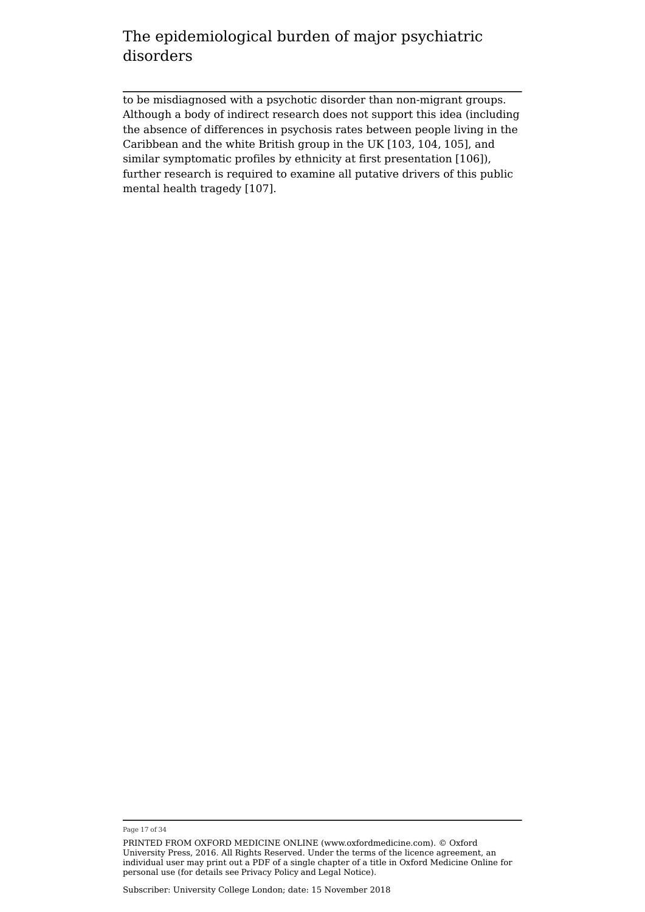to be misdiagnosed with a psychotic disorder than non-migrant groups. Although a body of indirect research does not support this idea (including the absence of differences in psychosis rates between people living in the Caribbean and the white British group in the UK [103, 104, 105], and similar symptomatic profiles by ethnicity at first presentation [106]), further research is required to examine all putative drivers of this public mental health tragedy [107].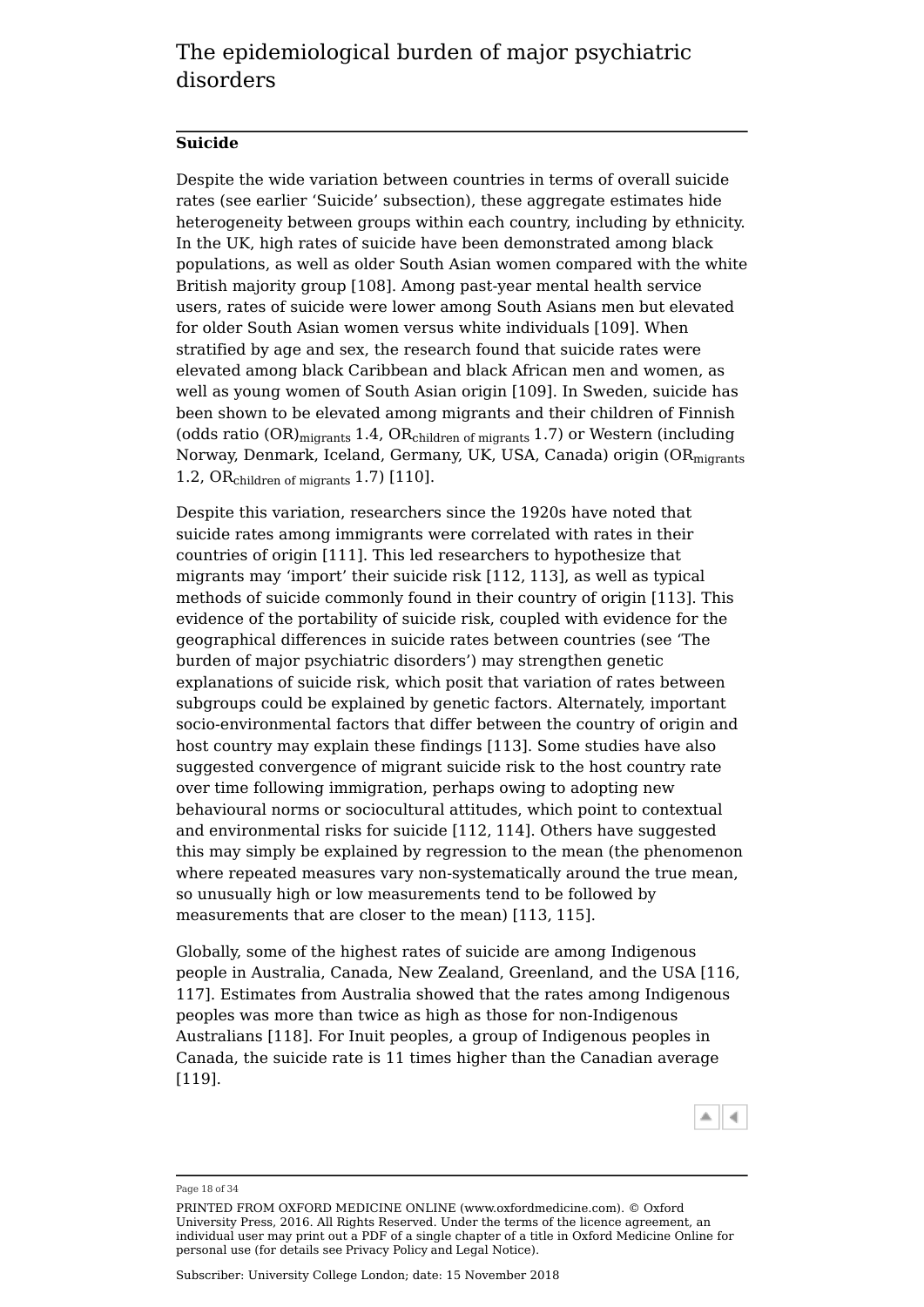## Suicide

Despite the wide variation between countries in terms of overall suicide rates (see earlier 'Suicide' subsection), these aggregate estimates hide heterogeneity between groups within each country, including by ethnicity. In the UK, high rates of suicide have been demonstrated among black populations, as well as older South Asian women compared with the white British majority group [108]. Among past-year mental health service users, rates of suicide were lower among South Asians men but elevated for older South Asian women versus white individuals [109]. When stratified by age and sex, the research found that suicide rates were elevated among black Caribbean and black African men and women, as well as young women of South Asian origin [109]. In Sweden, suicide has been shown to be elevated among migrants and their children of Finnish (odds ratio $(OR)_{migrants}$ 1.4, $OR_{children\ of\ migrants}$ 1.7) or Western (including Norway, Denmark, Iceland, Germany, UK, USA, Canada) origin ($OR_{migrants}$ 1.2, $OR_{children\ of\ migrants}$ 1.7) [110].

Despite this variation, researchers since the 1920s have noted that suicide rates among immigrants were correlated with rates in their countries of origin [111]. This led researchers to hypothesize that migrants may 'import' their suicide risk [112, 113], as well as typical methods of suicide commonly found in their country of origin [113]. This evidence of the portability of suicide risk, coupled with evidence for the geographical differences in suicide rates between countries (see 'The burden of major psychiatric disorders') may strengthen genetic explanations of suicide risk, which posit that variation of rates between subgroups could be explained by genetic factors. Alternately, important socio-environmental factors that differ between the country of origin and host country may explain these findings [113]. Some studies have also suggested convergence of migrant suicide risk to the host country rate over time following immigration, perhaps owing to adopting new behavioural norms or sociocultural attitudes, which point to contextual and environmental risks for suicide [112, 114]. Others have suggested this may simply be explained by regression to the mean (the phenomenon where repeated measures vary non-systematically around the true mean, so unusually high or low measurements tend to be followed by measurements that are closer to the mean) [113, 115].

Globally, some of the highest rates of suicide are among Indigenous people in Australia, Canada, New Zealand, Greenland, and the USA [116, 117]. Estimates from Australia showed that the rates among Indigenous peoples was more than twice as high as those for non-Indigenous Australians [118]. For Inuit peoples, a group of Indigenous peoples in Canada, the suicide rate is 11 times higher than the Canadian average [119].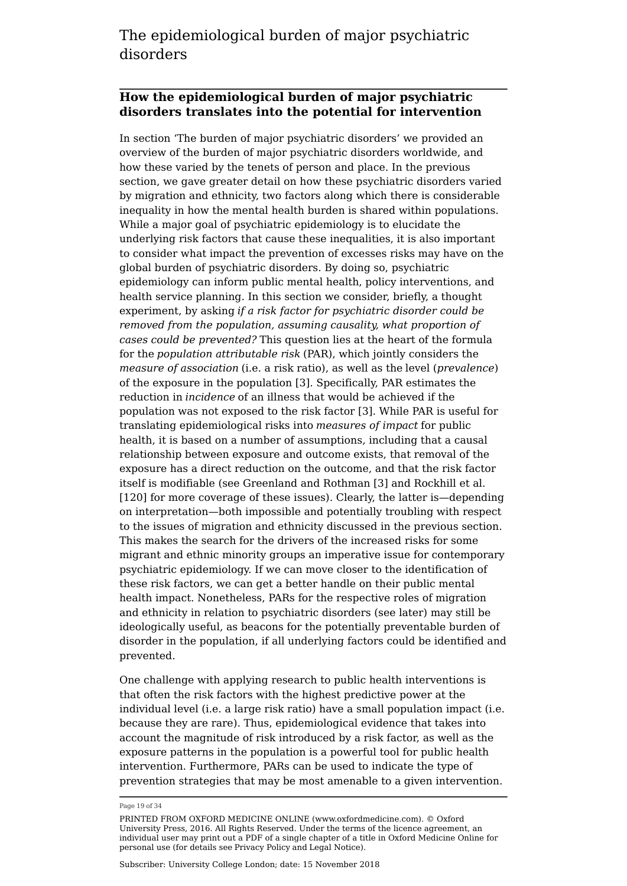## How the epidemiological burden of major psychiatric disorders translates into the potential for intervention

In section 'The burden of major psychiatric disorders' we provided an overview of the burden of major psychiatric disorders worldwide, and how these varied by the tenets of person and place. In the previous section, we gave greater detail on how these psychiatric disorders varied by migration and ethnicity, two factors along which there is considerable inequality in how the mental health burden is shared within populations. While a major goal of psychiatric epidemiology is to elucidate the underlying risk factors that cause these inequalities, it is also important to consider what impact the prevention of excesses risks may have on the global burden of psychiatric disorders. By doing so, psychiatric epidemiology can inform public mental health, policy interventions, and health service planning. In this section we consider, briefly, a thought experiment, by asking *if a risk factor for psychiatric disorder could be removed from the population, assuming causality, what proportion of cases could be prevented?* This question lies at the heart of the formula for the *population attributable risk* (PAR), which jointly considers the *measure of association* (i.e. a risk ratio), as well as the level (*prevalence*) of the exposure in the population [3]. Specifically, PAR estimates the reduction in *incidence* of an illness that would be achieved if the population was not exposed to the risk factor [3]. While PAR is useful for translating epidemiological risks into *measures of impact* for public health, it is based on a number of assumptions, including that a causal relationship between exposure and outcome exists, that removal of the exposure has a direct reduction on the outcome, and that the risk factor itself is modifiable (see Greenland and Rothman [3] and Rockhill et al. [120] for more coverage of these issues). Clearly, the latter is—depending on interpretation—both impossible and potentially troubling with respect to the issues of migration and ethnicity discussed in the previous section. This makes the search for the drivers of the increased risks for some migrant and ethnic minority groups an imperative issue for contemporary psychiatric epidemiology. If we can move closer to the identification of these risk factors, we can get a better handle on their public mental health impact. Nonetheless, PARs for the respective roles of migration and ethnicity in relation to psychiatric disorders (see later) may still be ideologically useful, as beacons for the potentially preventable burden of disorder in the population, if all underlying factors could be identified and prevented.

One challenge with applying research to public health interventions is that often the risk factors with the highest predictive power at the individual level (i.e. a large risk ratio) have a small population impact (i.e. because they are rare). Thus, epidemiological evidence that takes into account the magnitude of risk introduced by a risk factor, as well as the exposure patterns in the population is a powerful tool for public health intervention. Furthermore, PARs can be used to indicate the type of prevention strategies that may be most amenable to a given intervention.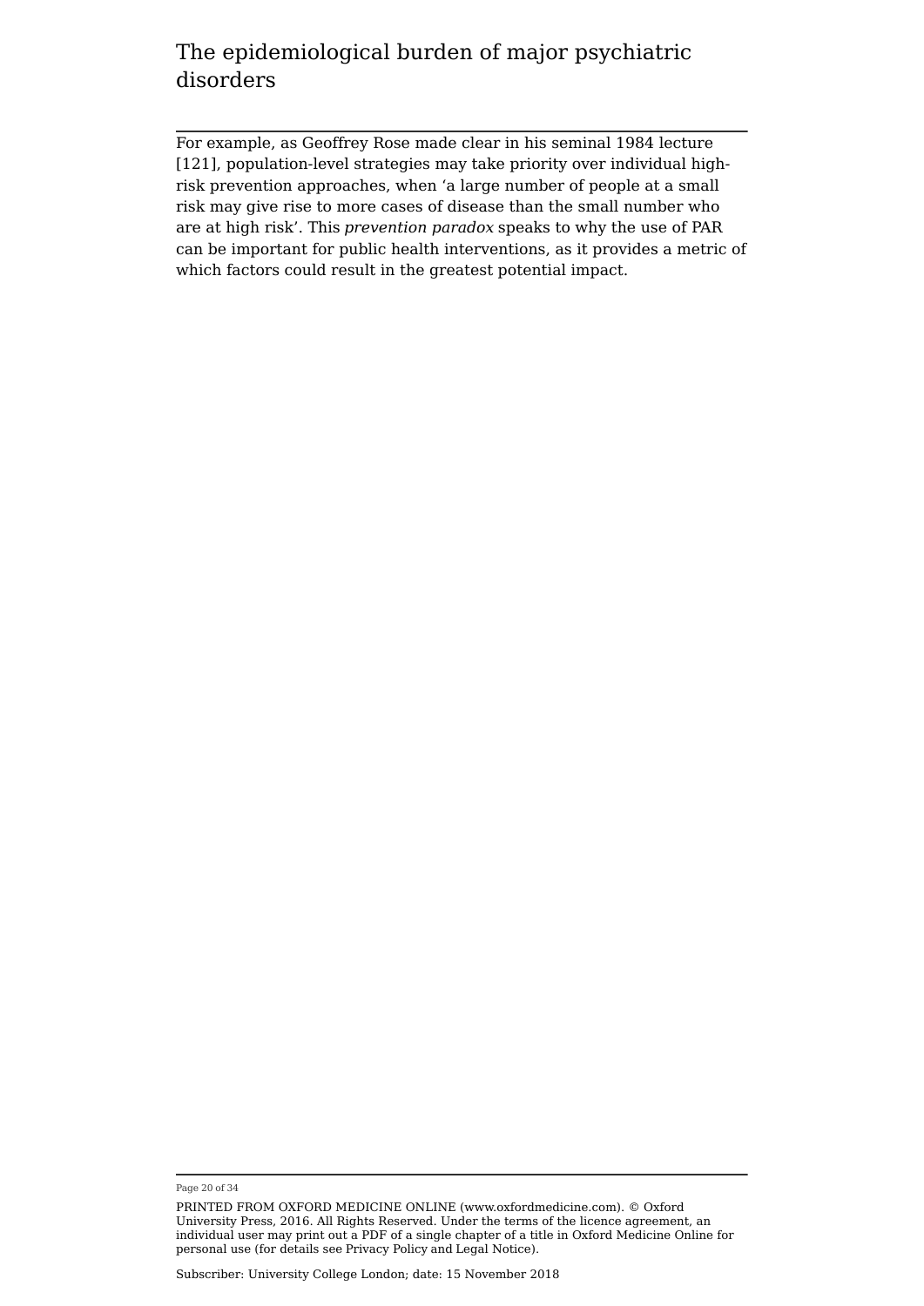For example, as Geoffrey Rose made clear in his seminal 1984 lecture [121], population-level strategies may take priority over individual high-risk prevention approaches, when 'a large number of people at a small risk may give rise to more cases of disease than the small number who are at high risk'. This *prevention paradox* speaks to why the use of PAR can be important for public health interventions, as it provides a metric of which factors could result in the greatest potential impact.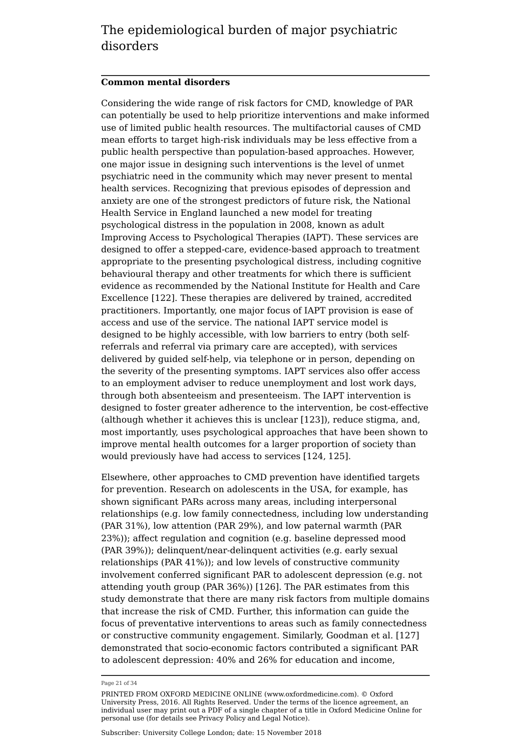## Common mental disorders

Considering the wide range of risk factors for CMD, knowledge of PAR can potentially be used to help prioritize interventions and make informed use of limited public health resources. The multifactorial causes of CMD mean efforts to target high-risk individuals may be less effective from a public health perspective than population-based approaches. However, one major issue in designing such interventions is the level of unmet psychiatric need in the community which may never present to mental health services. Recognizing that previous episodes of depression and anxiety are one of the strongest predictors of future risk, the National Health Service in England launched a new model for treating psychological distress in the population in 2008, known as adult Improving Access to Psychological Therapies (IAPT). These services are designed to offer a stepped-care, evidence-based approach to treatment appropriate to the presenting psychological distress, including cognitive behavioural therapy and other treatments for which there is sufficient evidence as recommended by the National Institute for Health and Care Excellence [122]. These therapies are delivered by trained, accredited practitioners. Importantly, one major focus of IAPT provision is ease of access and use of the service. The national IAPT service model is designed to be highly accessible, with low barriers to entry (both self-referrals and referral via primary care are accepted), with services delivered by guided self-help, via telephone or in person, depending on the severity of the presenting symptoms. IAPT services also offer access to an employment adviser to reduce unemployment and lost work days, through both absenteeism and presenteeism. The IAPT intervention is designed to foster greater adherence to the intervention, be cost-effective (although whether it achieves this is unclear [123]), reduce stigma, and, most importantly, uses psychological approaches that have been shown to improve mental health outcomes for a larger proportion of society than would previously have had access to services [124, 125].

Elsewhere, other approaches to CMD prevention have identified targets for prevention. Research on adolescents in the USA, for example, has shown significant PARs across many areas, including interpersonal relationships (e.g. low family connectedness, including low understanding (PAR 31%), low attention (PAR 29%), and low paternal warmth (PAR 23%)); affect regulation and cognition (e.g. baseline depressed mood (PAR 39%)); delinquent/near-delinquent activities (e.g. early sexual relationships (PAR 41%)); and low levels of constructive community involvement conferred significant PAR to adolescent depression (e.g. not attending youth group (PAR 36%)) [126]. The PAR estimates from this study demonstrate that there are many risk factors from multiple domains that increase the risk of CMD. Further, this information can guide the focus of preventative interventions to areas such as family connectedness or constructive community engagement. Similarly, Goodman et al. [127] demonstrated that socio-economic factors contributed a significant PAR to adolescent depression: 40% and 26% for education and income,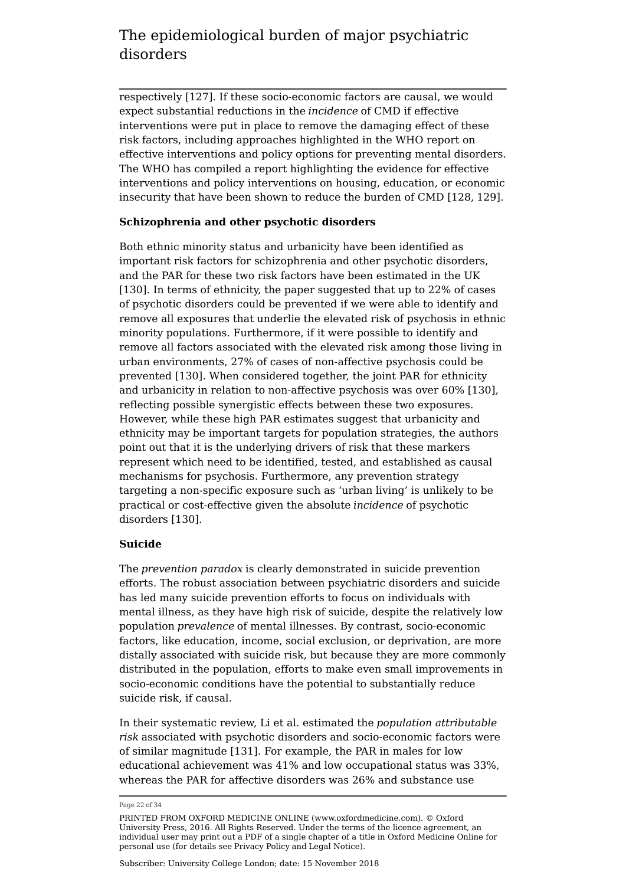respectively [127]. If these socio-economic factors are causal, we would expect substantial reductions in the *incidence* of CMD if effective interventions were put in place to remove the damaging effect of these risk factors, including approaches highlighted in the WHO report on effective interventions and policy options for preventing mental disorders. The WHO has compiled a report highlighting the evidence for effective interventions and policy interventions on housing, education, or economic insecurity that have been shown to reduce the burden of CMD [128, 129].

**Schizophrenia and other psychotic disorders**

Both ethnic minority status and urbanicity have been identified as important risk factors for schizophrenia and other psychotic disorders, and the PAR for these two risk factors have been estimated in the UK [130]. In terms of ethnicity, the paper suggested that up to 22% of cases of psychotic disorders could be prevented if we were able to identify and remove all exposures that underlie the elevated risk of psychosis in ethnic minority populations. Furthermore, if it were possible to identify and remove all factors associated with the elevated risk among those living in urban environments, 27% of cases of non-affective psychosis could be prevented [130]. When considered together, the joint PAR for ethnicity and urbanicity in relation to non-affective psychosis was over 60% [130], reflecting possible synergistic effects between these two exposures. However, while these high PAR estimates suggest that urbanicity and ethnicity may be important targets for population strategies, the authors point out that it is the underlying drivers of risk that these markers represent which need to be identified, tested, and established as causal mechanisms for psychosis. Furthermore, any prevention strategy targeting a non-specific exposure such as 'urban living' is unlikely to be practical or cost-effective given the absolute *incidence* of psychotic disorders [130].

**Suicide**

The *prevention paradox* is clearly demonstrated in suicide prevention efforts. The robust association between psychiatric disorders and suicide has led many suicide prevention efforts to focus on individuals with mental illness, as they have high risk of suicide, despite the relatively low population *prevalence* of mental illnesses. By contrast, socio-economic factors, like education, income, social exclusion, or deprivation, are more distally associated with suicide risk, but because they are more commonly distributed in the population, efforts to make even small improvements in socio-economic conditions have the potential to substantially reduce suicide risk, if causal.

In their systematic review, Li et al. estimated the *population attributable risk* associated with psychotic disorders and socio-economic factors were of similar magnitude [131]. For example, the PAR in males for low educational achievement was 41% and low occupational status was 33%, whereas the PAR for affective disorders was 26% and substance use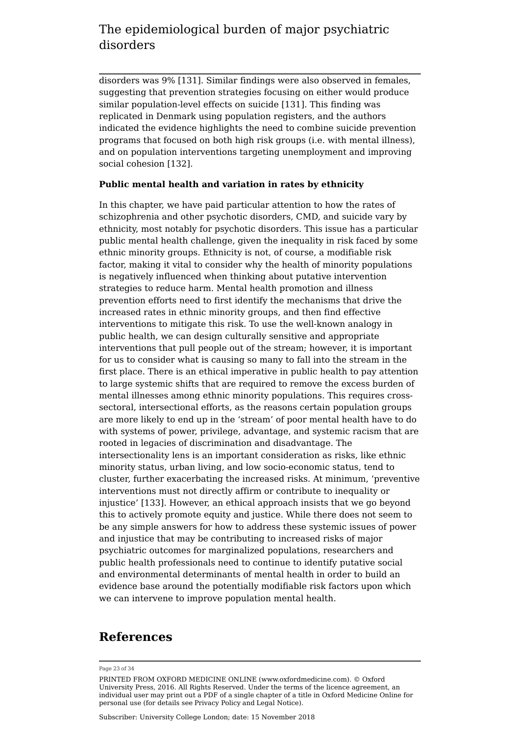disorders was 9% [131]. Similar findings were also observed in females, suggesting that prevention strategies focusing on either would produce similar population-level effects on suicide [131]. This finding was replicated in Denmark using population registers, and the authors indicated the evidence highlights the need to combine suicide prevention programs that focused on both high risk groups (i.e. with mental illness), and on population interventions targeting unemployment and improving social cohesion [132].

**Public mental health and variation in rates by ethnicity**

In this chapter, we have paid particular attention to how the rates of schizophrenia and other psychotic disorders, CMD, and suicide vary by ethnicity, most notably for psychotic disorders. This issue has a particular public mental health challenge, given the inequality in risk faced by some ethnic minority groups. Ethnicity is not, of course, a modifiable risk factor, making it vital to consider why the health of minority populations is negatively influenced when thinking about putative intervention strategies to reduce harm. Mental health promotion and illness prevention efforts need to first identify the mechanisms that drive the increased rates in ethnic minority groups, and then find effective interventions to mitigate this risk. To use the well-known analogy in public health, we can design culturally sensitive and appropriate interventions that pull people out of the stream; however, it is important for us to consider what is causing so many to fall into the stream in the first place. There is an ethical imperative in public health to pay attention to large systemic shifts that are required to remove the excess burden of mental illnesses among ethnic minority populations. This requires cross-sectoral, intersectional efforts, as the reasons certain population groups are more likely to end up in the 'stream' of poor mental health have to do with systems of power, privilege, advantage, and systemic racism that are rooted in legacies of discrimination and disadvantage. The intersectionality lens is an important consideration as risks, like ethnic minority status, urban living, and low socio-economic status, tend to cluster, further exacerbating the increased risks. At minimum, 'preventive interventions must not directly affirm or contribute to inequality or injustice' [133]. However, an ethical approach insists that we go beyond this to actively promote equity and justice. While there does not seem to be any simple answers for how to address these systemic issues of power and injustice that may be contributing to increased risks of major psychiatric outcomes for marginalized populations, researchers and public health professionals need to continue to identify putative social and environmental determinants of mental health in order to build an evidence base around the potentially modifiable risk factors upon which we can intervene to improve population mental health.

## References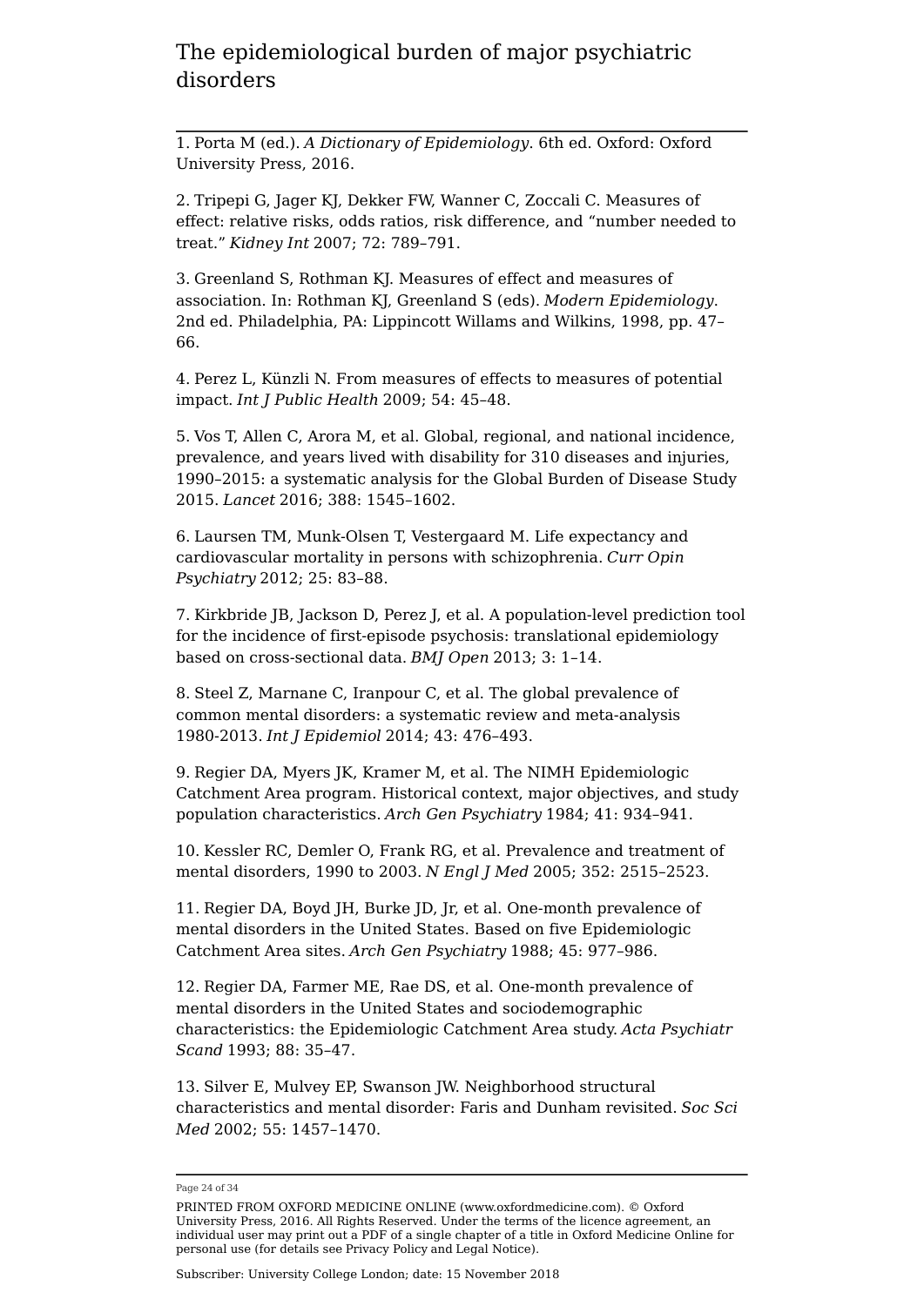1. Porta M (ed.). *A Dictionary of Epidemiology*. 6th ed. Oxford: Oxford University Press, 2016.

2. Tripepi G, Jager KJ, Dekker FW, Wanner C, Zoccali C. Measures of effect: relative risks, odds ratios, risk difference, and “number needed to treat.” *Kidney Int* 2007; 72: 789–791.

3. Greenland S, Rothman KJ. Measures of effect and measures of association. In: Rothman KJ, Greenland S (eds). *Modern Epidemiology*. 2nd ed. Philadelphia, PA: Lippincott Willams and Wilkins, 1998, pp. 47–66.

4. Perez L, Künzli N. From measures of effects to measures of potential impact. *Int J Public Health* 2009; 54: 45–48.

5. Vos T, Allen C, Arora M, et al. Global, regional, and national incidence, prevalence, and years lived with disability for 310 diseases and injuries, 1990–2015: a systematic analysis for the Global Burden of Disease Study 2015. *Lancet* 2016; 388: 1545–1602.

6. Laursen TM, Munk-Olsen T, Vestergaard M. Life expectancy and cardiovascular mortality in persons with schizophrenia. *Curr Opin Psychiatry* 2012; 25: 83–88.

7. Kirkbride JB, Jackson D, Perez J, et al. A population-level prediction tool for the incidence of first-episode psychosis: translational epidemiology based on cross-sectional data. *BMJ Open* 2013; 3: 1–14.

8. Steel Z, Marnane C, Iranpour C, et al. The global prevalence of common mental disorders: a systematic review and meta-analysis 1980-2013. *Int J Epidemiol* 2014; 43: 476–493.

9. Regier DA, Myers JK, Kramer M, et al. The NIMH Epidemiologic Catchment Area program. Historical context, major objectives, and study population characteristics. *Arch Gen Psychiatry* 1984; 41: 934–941.

10. Kessler RC, Demler O, Frank RG, et al. Prevalence and treatment of mental disorders, 1990 to 2003. *N Engl J Med* 2005; 352: 2515–2523.

11. Regier DA, Boyd JH, Burke JD, Jr, et al. One-month prevalence of mental disorders in the United States. Based on five Epidemiologic Catchment Area sites. *Arch Gen Psychiatry* 1988; 45: 977–986.

12. Regier DA, Farmer ME, Rae DS, et al. One-month prevalence of mental disorders in the United States and sociodemographic characteristics: the Epidemiologic Catchment Area study. *Acta Psychiatr Scand* 1993; 88: 35–47.

13. Silver E, Mulvey EP, Swanson JW. Neighborhood structural characteristics and mental disorder: Faris and Dunham revisited. *Soc Sci Med* 2002; 55: 1457–1470.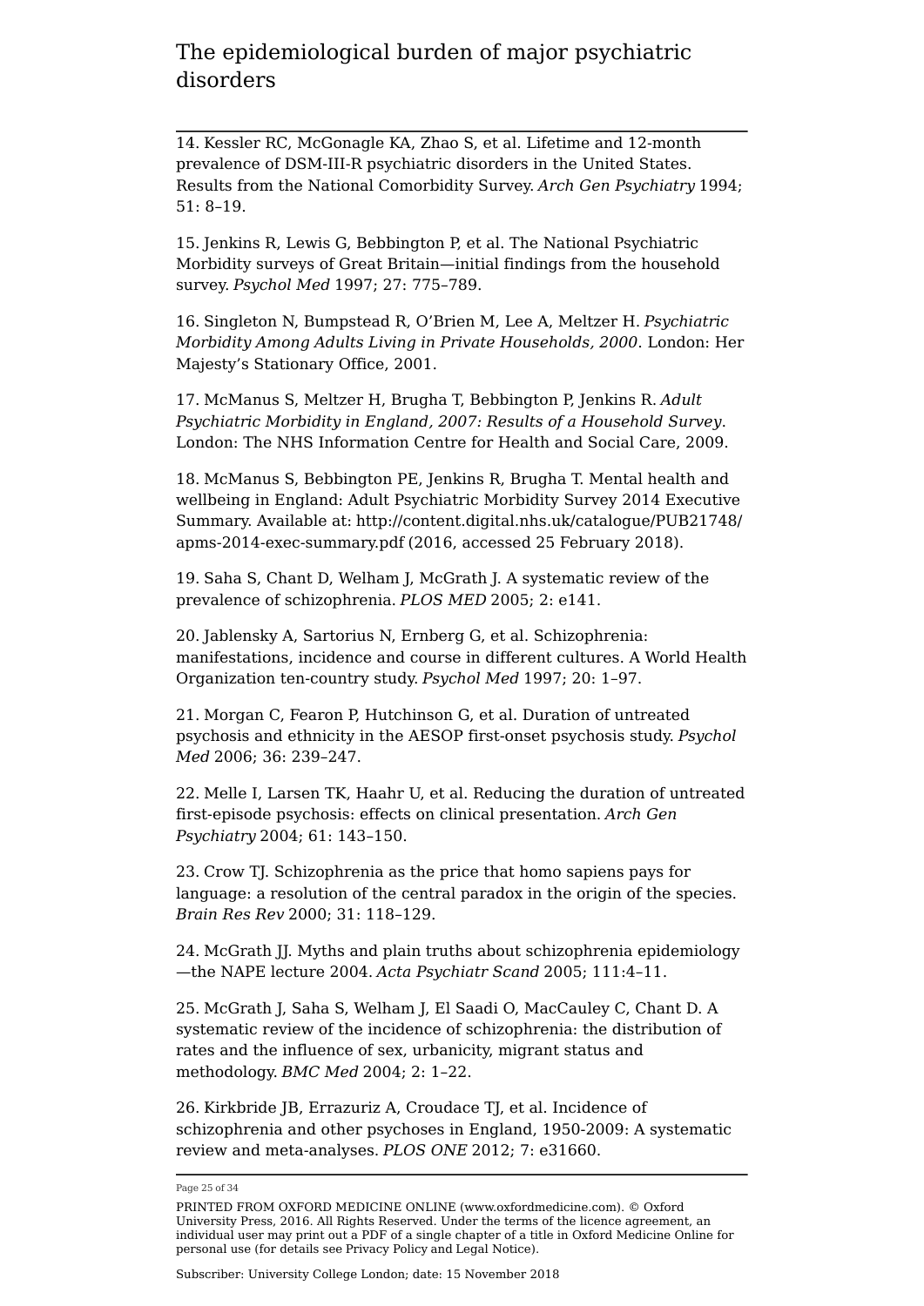14. Kessler RC, McGonagle KA, Zhao S, et al. Lifetime and 12-month prevalence of DSM-III-R psychiatric disorders in the United States. Results from the National Comorbidity Survey. *Arch Gen Psychiatry* 1994; 51: 8–19.

15. Jenkins R, Lewis G, Bebbington P, et al. The National Psychiatric Morbidity surveys of Great Britain—initial findings from the household survey. *Psychol Med* 1997; 27: 775–789.

16. Singleton N, Bumpstead R, O'Brien M, Lee A, Meltzer H. *Psychiatric Morbidity Among Adults Living in Private Households, 2000*. London: Her Majesty's Stationary Office, 2001.

17. McManus S, Meltzer H, Brugha T, Bebbington P, Jenkins R. *Adult Psychiatric Morbidity in England, 2007: Results of a Household Survey*. London: The NHS Information Centre for Health and Social Care, 2009.

18. McManus S, Bebbington PE, Jenkins R, Brugha T. Mental health and wellbeing in England: Adult Psychiatric Morbidity Survey 2014 Executive Summary. Available at: http://content.digital.nhs.uk/catalogue/PUB21748/apms-2014-exec-summary.pdf (2016, accessed 25 February 2018).

19. Saha S, Chant D, Welham J, McGrath J. A systematic review of the prevalence of schizophrenia. *PLOS MED* 2005; 2: e141.

20. Jablensky A, Sartorius N, Ernberg G, et al. Schizophrenia: manifestations, incidence and course in different cultures. A World Health Organization ten-country study. *Psychol Med* 1997; 20: 1–97.

21. Morgan C, Fearon P, Hutchinson G, et al. Duration of untreated psychosis and ethnicity in the AESOP first-onset psychosis study. *Psychol Med* 2006; 36: 239–247.

22. Melle I, Larsen TK, Haahr U, et al. Reducing the duration of untreated first-episode psychosis: effects on clinical presentation. *Arch Gen Psychiatry* 2004; 61: 143–150.

23. Crow TJ. Schizophrenia as the price that homo sapiens pays for language: a resolution of the central paradox in the origin of the species. *Brain Res Rev* 2000; 31: 118–129.

24. McGrath JJ. Myths and plain truths about schizophrenia epidemiology—the NAPE lecture 2004. *Acta Psychiatr Scand* 2005; 111:4–11.

25. McGrath J, Saha S, Welham J, El Saadi O, MacCauley C, Chant D. A systematic review of the incidence of schizophrenia: the distribution of rates and the influence of sex, urbanicity, migrant status and methodology. *BMC Med* 2004; 2: 1–22.

26. Kirkbride JB, Errazuriz A, Croudace TJ, et al. Incidence of schizophrenia and other psychoses in England, 1950-2009: A systematic review and meta-analyses. *PLOS ONE* 2012; 7: e31660.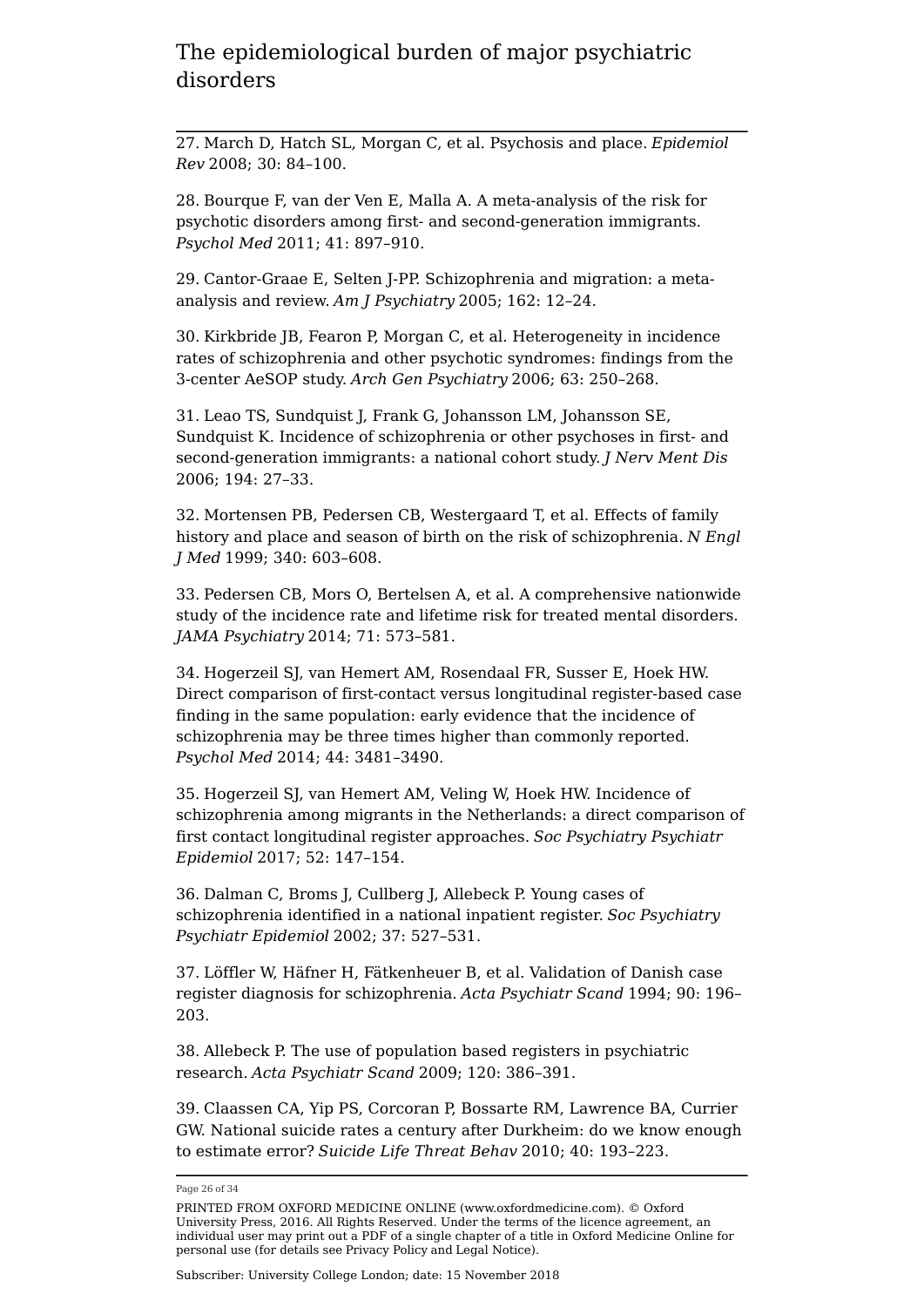27. March D, Hatch SL, Morgan C, et al. Psychosis and place. *Epidemiol Rev* 2008; 30: 84–100.

28. Bourque F, van der Ven E, Malla A. A meta-analysis of the risk for psychotic disorders among first- and second-generation immigrants. *Psychol Med* 2011; 41: 897–910.

29. Cantor-Graae E, Selten J-PP. Schizophrenia and migration: a meta-analysis and review. *Am J Psychiatry* 2005; 162: 12–24.

30. Kirkbride JB, Fearon P, Morgan C, et al. Heterogeneity in incidence rates of schizophrenia and other psychotic syndromes: findings from the 3-center AeSOP study. *Arch Gen Psychiatry* 2006; 63: 250–268.

31. Leao TS, Sundquist J, Frank G, Johansson LM, Johansson SE, Sundquist K. Incidence of schizophrenia or other psychoses in first- and second-generation immigrants: a national cohort study. *J Nerv Ment Dis* 2006; 194: 27–33.

32. Mortensen PB, Pedersen CB, Westergaard T, et al. Effects of family history and place and season of birth on the risk of schizophrenia. *N Engl J Med* 1999; 340: 603–608.

33. Pedersen CB, Mors O, Bertelsen A, et al. A comprehensive nationwide study of the incidence rate and lifetime risk for treated mental disorders. *JAMA Psychiatry* 2014; 71: 573–581.

34. Hogerzeil SJ, van Hemert AM, Rosendaal FR, Susser E, Hoek HW. Direct comparison of first-contact versus longitudinal register-based case finding in the same population: early evidence that the incidence of schizophrenia may be three times higher than commonly reported. *Psychol Med* 2014; 44: 3481–3490.

35. Hogerzeil SJ, van Hemert AM, Veling W, Hoek HW. Incidence of schizophrenia among migrants in the Netherlands: a direct comparison of first contact longitudinal register approaches. *Soc Psychiatry Psychiatr Epidemiol* 2017; 52: 147–154.

36. Dalman C, Broms J, Cullberg J, Allebeck P. Young cases of schizophrenia identified in a national inpatient register. *Soc Psychiatry Psychiatr Epidemiol* 2002; 37: 527–531.

37. Löffler W, Häfner H, Fätkenheuer B, et al. Validation of Danish case register diagnosis for schizophrenia. *Acta Psychiatr Scand* 1994; 90: 196–203.

38. Allebeck P. The use of population based registers in psychiatric research. *Acta Psychiatr Scand* 2009; 120: 386–391.

39. Claassen CA, Yip PS, Corcoran P, Bossarte RM, Lawrence BA, Currier GW. National suicide rates a century after Durkheim: do we know enough to estimate error? *Suicide Life Threat Behav* 2010; 40: 193–223.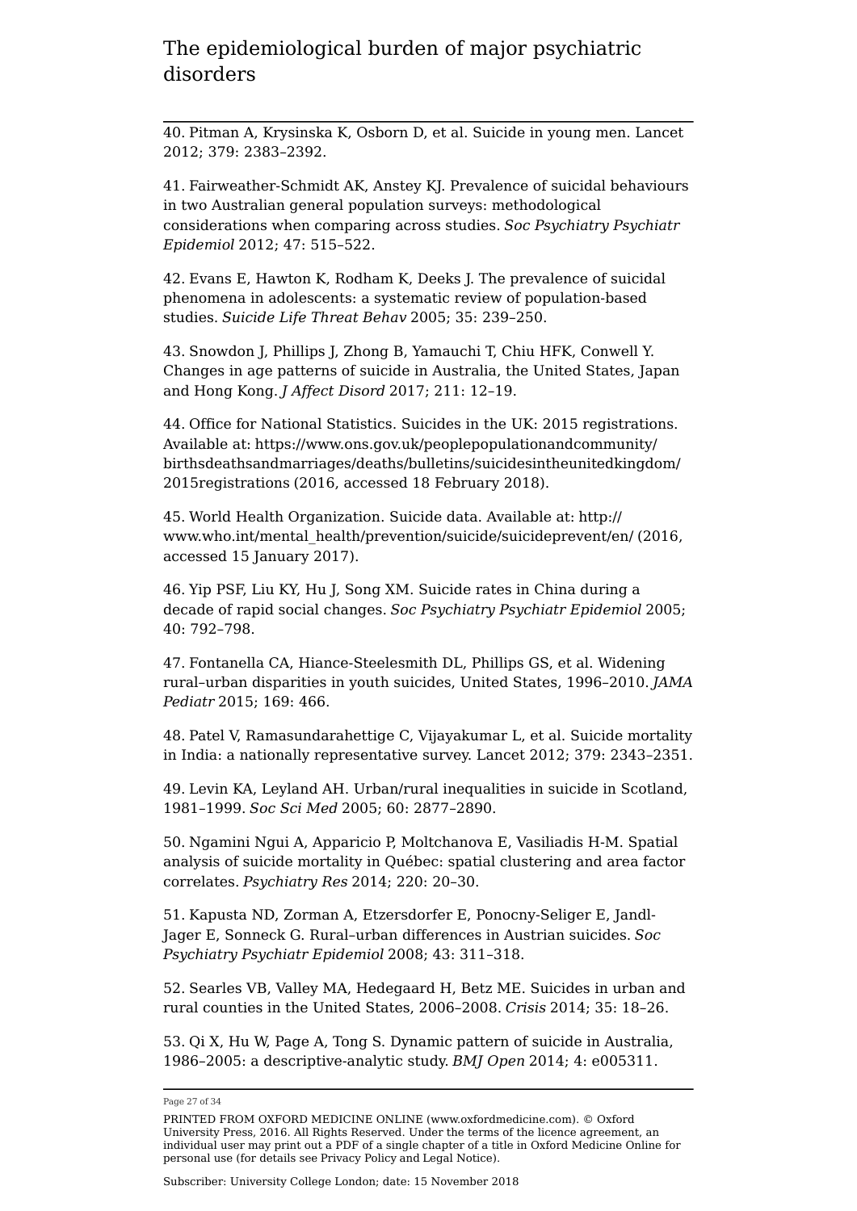40. Pitman A, Krysinska K, Osborn D, et al. Suicide in young men. Lancet 2012; 379: 2383–2392.

41. Fairweather-Schmidt AK, Anstey KJ. Prevalence of suicidal behaviours in two Australian general population surveys: methodological considerations when comparing across studies. *Soc Psychiatry Psychiatr Epidemiol* 2012; 47: 515–522.

42. Evans E, Hawton K, Rodham K, Deeks J. The prevalence of suicidal phenomena in adolescents: a systematic review of population-based studies. *Suicide Life Threat Behav* 2005; 35: 239–250.

43. Snowdon J, Phillips J, Zhong B, Yamauchi T, Chiu HFK, Conwell Y. Changes in age patterns of suicide in Australia, the United States, Japan and Hong Kong. *J Affect Disord* 2017; 211: 12–19.

44. Office for National Statistics. Suicides in the UK: 2015 registrations. Available at: https://www.ons.gov.uk/peoplepopulationandcommunity/birthsdeathsandmarriages/deaths/bulletins/suicidesintheunitedkingdom/2015registrations (2016, accessed 18 February 2018).

45. World Health Organization. Suicide data. Available at: http://www.who.int/mental_health/prevention/suicide/suicideprevent/en/ (2016, accessed 15 January 2017).

46. Yip PSF, Liu KY, Hu J, Song XM. Suicide rates in China during a decade of rapid social changes. *Soc Psychiatry Psychiatr Epidemiol* 2005; 40: 792–798.

47. Fontanella CA, Hiance-Steelesmith DL, Phillips GS, et al. Widening rural–urban disparities in youth suicides, United States, 1996–2010. *JAMA Pediatr* 2015; 169: 466.

48. Patel V, Ramasundarahettige C, Vijayakumar L, et al. Suicide mortality in India: a nationally representative survey. Lancet 2012; 379: 2343–2351.

49. Levin KA, Leyland AH. Urban/rural inequalities in suicide in Scotland, 1981–1999. *Soc Sci Med* 2005; 60: 2877–2890.

50. Ngamini Ngui A, Apparicio P, Moltchanova E, Vasiliadis H-M. Spatial analysis of suicide mortality in Québec: spatial clustering and area factor correlates. *Psychiatry Res* 2014; 220: 20–30.

51. Kapusta ND, Zorman A, Etzersdorfer E, Ponocny-Seliger E, Jandl-Jager E, Sonneck G. Rural–urban differences in Austrian suicides. *Soc Psychiatry Psychiatr Epidemiol* 2008; 43: 311–318.

52. Searles VB, Valley MA, Hedegaard H, Betz ME. Suicides in urban and rural counties in the United States, 2006–2008. *Crisis* 2014; 35: 18–26.

53. Qi X, Hu W, Page A, Tong S. Dynamic pattern of suicide in Australia, 1986–2005: a descriptive-analytic study. *BMJ Open* 2014; 4: e005311.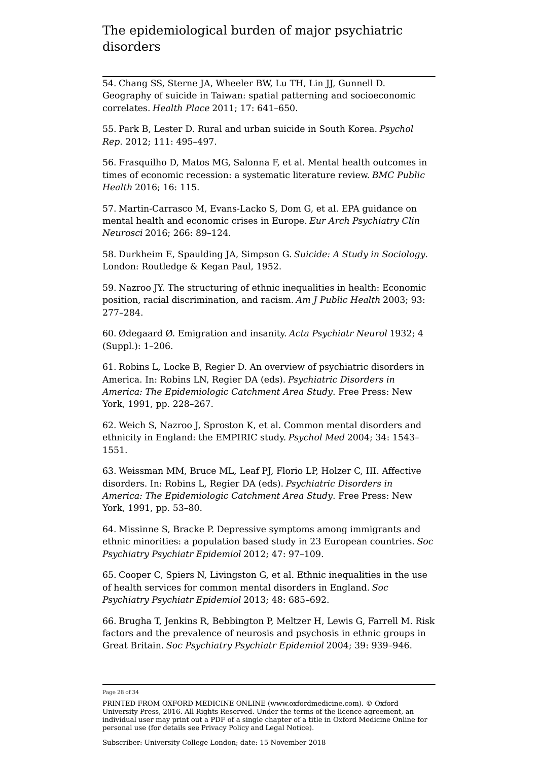54. Chang SS, Sterne JA, Wheeler BW, Lu TH, Lin JJ, Gunnell D. Geography of suicide in Taiwan: spatial patterning and socioeconomic correlates. *Health Place* 2011; 17: 641–650.

55. Park B, Lester D. Rural and urban suicide in South Korea. *Psychol Rep.* 2012; 111: 495–497.

56. Frasquilho D, Matos MG, Salonna F, et al. Mental health outcomes in times of economic recession: a systematic literature review. *BMC Public Health* 2016; 16: 115.

57. Martin-Carrasco M, Evans-Lacko S, Dom G, et al. EPA guidance on mental health and economic crises in Europe. *Eur Arch Psychiatry Clin Neurosci* 2016; 266: 89–124.

58. Durkheim E, Spaulding JA, Simpson G. *Suicide: A Study in Sociology*. London: Routledge & Kegan Paul, 1952.

59. Nazroo JY. The structuring of ethnic inequalities in health: Economic position, racial discrimination, and racism. *Am J Public Health* 2003; 93: 277–284.

60. Ødegaard Ø. Emigration and insanity. *Acta Psychiatr Neurol* 1932; 4 (Suppl.): 1–206.

61. Robins L, Locke B, Regier D. An overview of psychiatric disorders in America. In: Robins LN, Regier DA (eds). *Psychiatric Disorders in America: The Epidemiologic Catchment Area Study*. Free Press: New York, 1991, pp. 228–267.

62. Weich S, Nazroo J, Sproston K, et al. Common mental disorders and ethnicity in England: the EMPIRIC study. *Psychol Med* 2004; 34: 1543–1551.

63. Weissman MM, Bruce ML, Leaf PJ, Florio LP, Holzer C, III. Affective disorders. In: Robins L, Regier DA (eds). *Psychiatric Disorders in America: The Epidemiologic Catchment Area Study*. Free Press: New York, 1991, pp. 53–80.

64. Missinne S, Bracke P. Depressive symptoms among immigrants and ethnic minorities: a population based study in 23 European countries. *Soc Psychiatry Psychiatr Epidemiol* 2012; 47: 97–109.

65. Cooper C, Spiers N, Livingston G, et al. Ethnic inequalities in the use of health services for common mental disorders in England. *Soc Psychiatry Psychiatr Epidemiol* 2013; 48: 685–692.

66. Brugha T, Jenkins R, Bebbington P, Meltzer H, Lewis G, Farrell M. Risk factors and the prevalence of neurosis and psychosis in ethnic groups in Great Britain. *Soc Psychiatry Psychiatr Epidemiol* 2004; 39: 939–946.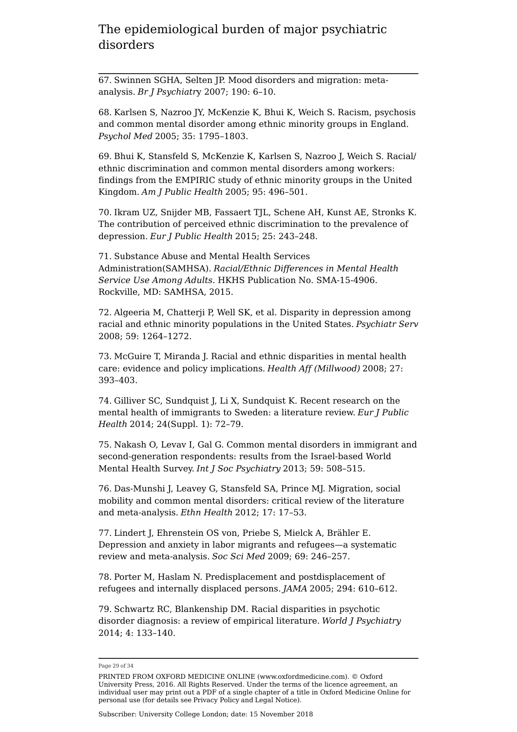67. Swinnen SGHA, Selten JP. Mood disorders and migration: meta-analysis. *Br J Psychiatry* 2007; 190: 6–10.

68. Karlsen S, Nazroo JY, McKenzie K, Bhui K, Weich S. Racism, psychosis and common mental disorder among ethnic minority groups in England. *Psychol Med* 2005; 35: 1795–1803.

69. Bhui K, Stansfeld S, McKenzie K, Karlsen S, Nazroo J, Weich S. Racial/ethnic discrimination and common mental disorders among workers: findings from the EMPIRIC study of ethnic minority groups in the United Kingdom. *Am J Public Health* 2005; 95: 496–501.

70. Ikram UZ, Snijder MB, Fassaert TJL, Schene AH, Kunst AE, Stronks K. The contribution of perceived ethnic discrimination to the prevalence of depression. *Eur J Public Health* 2015; 25: 243–248.

71. Substance Abuse and Mental Health Services Administration(SAMHSA). *Racial/Ethnic Differences in Mental Health Service Use Among Adults.* HKHS Publication No. SMA-15-4906. Rockville, MD: SAMHSA, 2015.

72. Algeeria M, Chatterji P, Well SK, et al. Disparity in depression among racial and ethnic minority populations in the United States. *Psychiatr Serv* 2008; 59: 1264–1272.

73. McGuire T, Miranda J. Racial and ethnic disparities in mental health care: evidence and policy implications. *Health Aff (Millwood)* 2008; 27: 393–403.

74. Gilliver SC, Sundquist J, Li X, Sundquist K. Recent research on the mental health of immigrants to Sweden: a literature review. *Eur J Public Health* 2014; 24(Suppl. 1): 72–79.

75. Nakash O, Levav I, Gal G. Common mental disorders in immigrant and second-generation respondents: results from the Israel-based World Mental Health Survey. *Int J Soc Psychiatry* 2013; 59: 508–515.

76. Das-Munshi J, Leavey G, Stansfeld SA, Prince MJ. Migration, social mobility and common mental disorders: critical review of the literature and meta-analysis. *Ethn Health* 2012; 17: 17–53.

77. Lindert J, Ehrenstein OS von, Priebe S, Mielck A, Brähler E. Depression and anxiety in labor migrants and refugees—a systematic review and meta-analysis. *Soc Sci Med* 2009; 69: 246–257.

78. Porter M, Haslam N. Predisplacement and postdisplacement of refugees and internally displaced persons. *JAMA* 2005; 294: 610–612.

79. Schwartz RC, Blankenship DM. Racial disparities in psychotic disorder diagnosis: a review of empirical literature. *World J Psychiatry* 2014; 4: 133–140.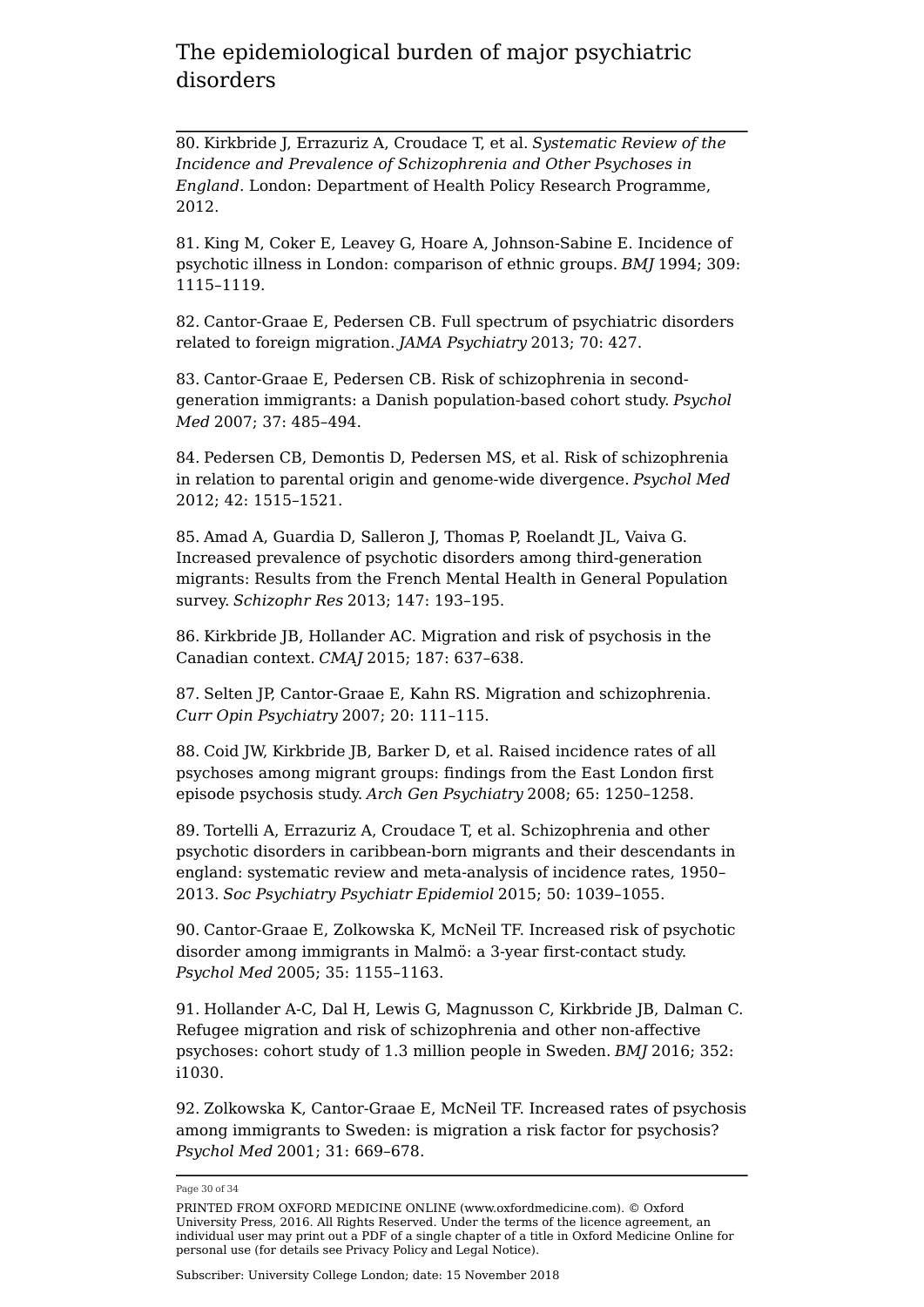80. Kirkbride J, Errazuriz A, Croudace T, et al. *Systematic Review of the Incidence and Prevalence of Schizophrenia and Other Psychoses in England*. London: Department of Health Policy Research Programme, 2012.

81. King M, Coker E, Leavey G, Hoare A, Johnson-Sabine E. Incidence of psychotic illness in London: comparison of ethnic groups. *BMJ* 1994; 309: 1115–1119.

82. Cantor-Graae E, Pedersen CB. Full spectrum of psychiatric disorders related to foreign migration. *JAMA Psychiatry* 2013; 70: 427.

83. Cantor-Graae E, Pedersen CB. Risk of schizophrenia in second-generation immigrants: a Danish population-based cohort study. *Psychol Med* 2007; 37: 485–494.

84. Pedersen CB, Demontis D, Pedersen MS, et al. Risk of schizophrenia in relation to parental origin and genome-wide divergence. *Psychol Med* 2012; 42: 1515–1521.

85. Amad A, Guardia D, Salleron J, Thomas P, Roelandt JL, Vaiva G. Increased prevalence of psychotic disorders among third-generation migrants: Results from the French Mental Health in General Population survey. *Schizophr Res* 2013; 147: 193–195.

86. Kirkbride JB, Hollander AC. Migration and risk of psychosis in the Canadian context. *CMAJ* 2015; 187: 637–638.

87. Selten JP, Cantor-Graae E, Kahn RS. Migration and schizophrenia. *Curr Opin Psychiatry* 2007; 20: 111–115.

88. Coid JW, Kirkbride JB, Barker D, et al. Raised incidence rates of all psychoses among migrant groups: findings from the East London first episode psychosis study. *Arch Gen Psychiatry* 2008; 65: 1250–1258.

89. Tortelli A, Errazuriz A, Croudace T, et al. Schizophrenia and other psychotic disorders in caribbean-born migrants and their descendants in england: systematic review and meta-analysis of incidence rates, 1950–2013. *Soc Psychiatry Psychiatr Epidemiol* 2015; 50: 1039–1055.

90. Cantor-Graae E, Zolkowska K, McNeil TF. Increased risk of psychotic disorder among immigrants in Malmö: a 3-year first-contact study. *Psychol Med* 2005; 35: 1155–1163.

91. Hollander A-C, Dal H, Lewis G, Magnusson C, Kirkbride JB, Dalman C. Refugee migration and risk of schizophrenia and other non-affective psychoses: cohort study of 1.3 million people in Sweden. *BMJ* 2016; 352: i1030.

92. Zolkowska K, Cantor-Graae E, McNeil TF. Increased rates of psychosis among immigrants to Sweden: is migration a risk factor for psychosis? *Psychol Med* 2001; 31: 669–678.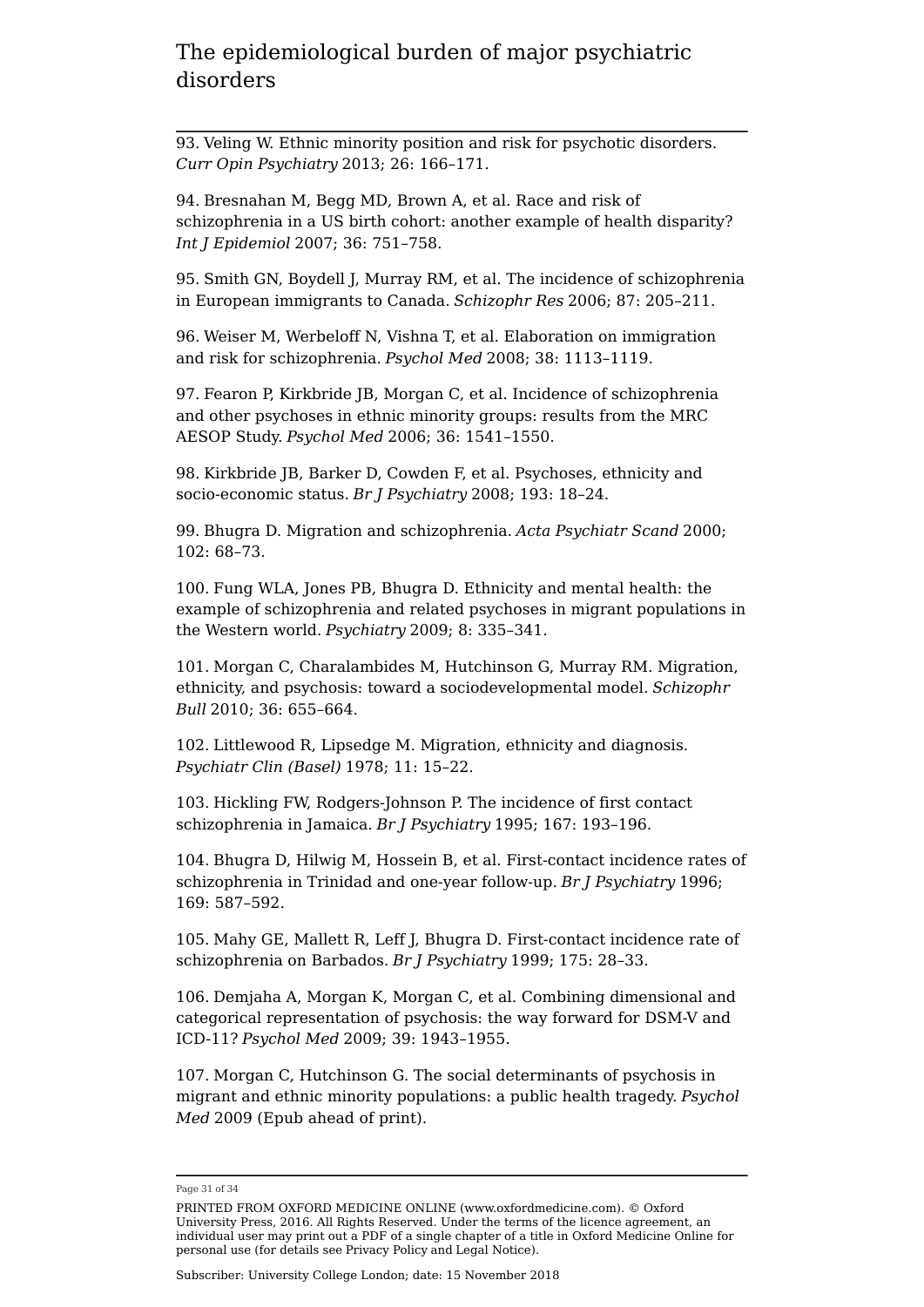93. Veling W. Ethnic minority position and risk for psychotic disorders. *Curr Opin Psychiatry* 2013; 26: 166–171.

94. Bresnahan M, Begg MD, Brown A, et al. Race and risk of schizophrenia in a US birth cohort: another example of health disparity? *Int J Epidemiol* 2007; 36: 751–758.

95. Smith GN, Boydell J, Murray RM, et al. The incidence of schizophrenia in European immigrants to Canada. *Schizophr Res* 2006; 87: 205–211.

96. Weiser M, Werbeloff N, Vishna T, et al. Elaboration on immigration and risk for schizophrenia. *Psychol Med* 2008; 38: 1113–1119.

97. Fearon P, Kirkbride JB, Morgan C, et al. Incidence of schizophrenia and other psychoses in ethnic minority groups: results from the MRC AESOP Study. *Psychol Med* 2006; 36: 1541–1550.

98. Kirkbride JB, Barker D, Cowden F, et al. Psychoses, ethnicity and socio-economic status. *Br J Psychiatry* 2008; 193: 18–24.

99. Bhugra D. Migration and schizophrenia. *Acta Psychiatr Scand* 2000; 102: 68–73.

100. Fung WLA, Jones PB, Bhugra D. Ethnicity and mental health: the example of schizophrenia and related psychoses in migrant populations in the Western world. *Psychiatry* 2009; 8: 335–341.

101. Morgan C, Charalambides M, Hutchinson G, Murray RM. Migration, ethnicity, and psychosis: toward a sociodevelopmental model. *Schizophr Bull* 2010; 36: 655–664.

102. Littlewood R, Lipsedge M. Migration, ethnicity and diagnosis. *Psychiatr Clin (Basel)* 1978; 11: 15–22.

103. Hickling FW, Rodgers-Johnson P. The incidence of first contact schizophrenia in Jamaica. *Br J Psychiatry* 1995; 167: 193–196.

104. Bhugra D, Hilwig M, Hossein B, et al. First-contact incidence rates of schizophrenia in Trinidad and one-year follow-up. *Br J Psychiatry* 1996; 169: 587–592.

105. Mahy GE, Mallett R, Leff J, Bhugra D. First-contact incidence rate of schizophrenia on Barbados. *Br J Psychiatry* 1999; 175: 28–33.

106. Demjaha A, Morgan K, Morgan C, et al. Combining dimensional and categorical representation of psychosis: the way forward for DSM-V and ICD-11? *Psychol Med* 2009; 39: 1943–1955.

107. Morgan C, Hutchinson G. The social determinants of psychosis in migrant and ethnic minority populations: a public health tragedy. *Psychol Med* 2009 (Epub ahead of print).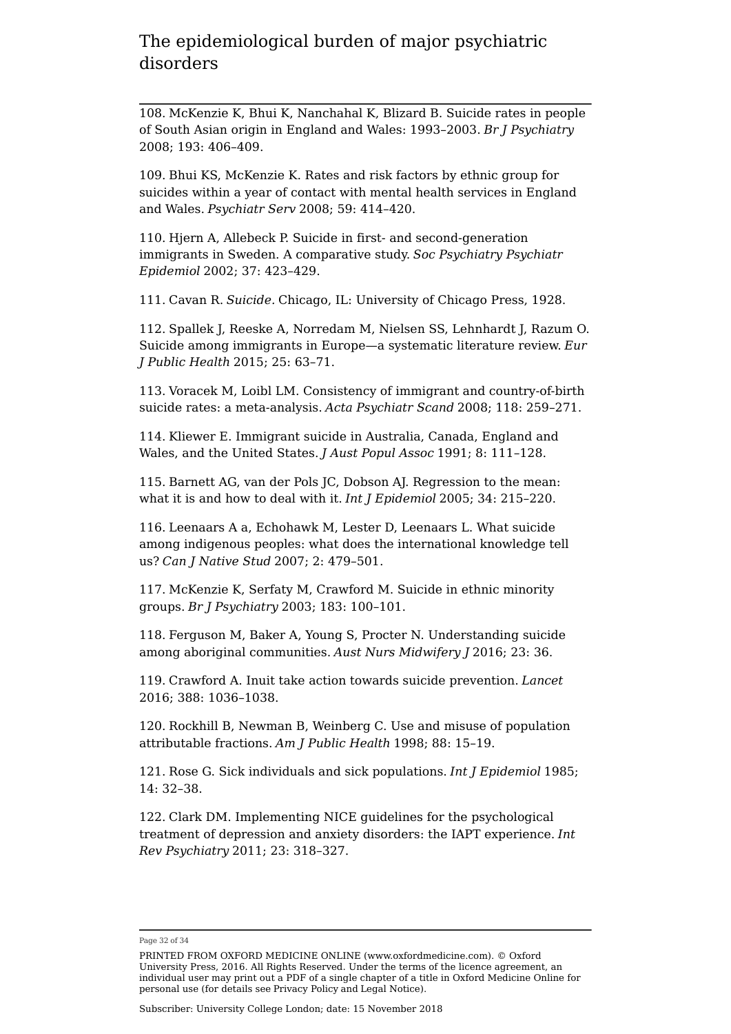108. McKenzie K, Bhui K, Nanchahal K, Blizard B. Suicide rates in people of South Asian origin in England and Wales: 1993–2003. *Br J Psychiatry* 2008; 193: 406–409.

109. Bhui KS, McKenzie K. Rates and risk factors by ethnic group for suicides within a year of contact with mental health services in England and Wales. *Psychiatr Serv* 2008; 59: 414–420.

110. Hjern A, Allebeck P. Suicide in first- and second-generation immigrants in Sweden. A comparative study. *Soc Psychiatry Psychiatr Epidemiol* 2002; 37: 423–429.

111. Cavan R. *Suicide*. Chicago, IL: University of Chicago Press, 1928.

112. Spallek J, Reeske A, Norredam M, Nielsen SS, Lehnhardt J, Razum O. Suicide among immigrants in Europe—a systematic literature review. *Eur J Public Health* 2015; 25: 63–71.

113. Voracek M, Loibl LM. Consistency of immigrant and country-of-birth suicide rates: a meta-analysis. *Acta Psychiatr Scand* 2008; 118: 259–271.

114. Kliewer E. Immigrant suicide in Australia, Canada, England and Wales, and the United States. *J Aust Popul Assoc* 1991; 8: 111–128.

115. Barnett AG, van der Pols JC, Dobson AJ. Regression to the mean: what it is and how to deal with it. *Int J Epidemiol* 2005; 34: 215–220.

116. Leenaars A a, Echohawk M, Lester D, Leenaars L. What suicide among indigenous peoples: what does the international knowledge tell us? *Can J Native Stud* 2007; 2: 479–501.

117. McKenzie K, Serfaty M, Crawford M. Suicide in ethnic minority groups. *Br J Psychiatry* 2003; 183: 100–101.

118. Ferguson M, Baker A, Young S, Procter N. Understanding suicide among aboriginal communities. *Aust Nurs Midwifery J* 2016; 23: 36.

119. Crawford A. Inuit take action towards suicide prevention. *Lancet* 2016; 388: 1036–1038.

120. Rockhill B, Newman B, Weinberg C. Use and misuse of population attributable fractions. *Am J Public Health* 1998; 88: 15–19.

121. Rose G. Sick individuals and sick populations. *Int J Epidemiol* 1985; 14: 32–38.

122. Clark DM. Implementing NICE guidelines for the psychological treatment of depression and anxiety disorders: the IAPT experience. *Int Rev Psychiatry* 2011; 23: 318–327.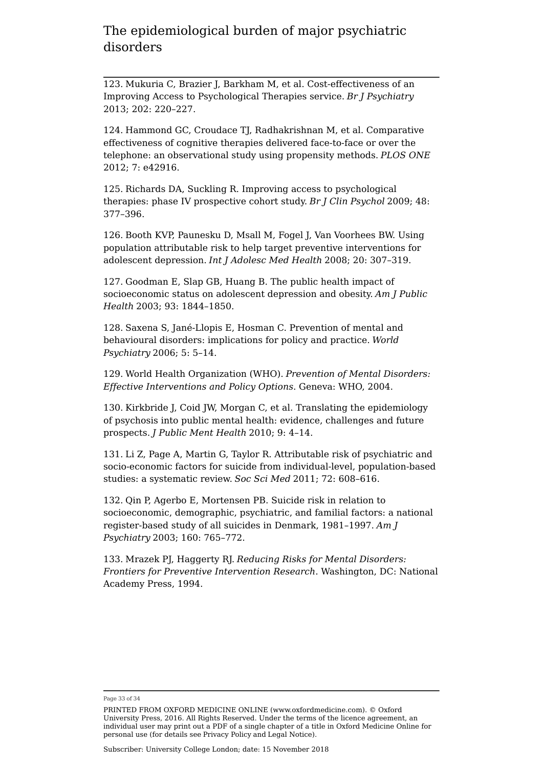123. Mukuria C, Brazier J, Barkham M, et al. Cost-effectiveness of an Improving Access to Psychological Therapies service. *Br J Psychiatry* 2013; 202: 220–227.

124. Hammond GC, Croudace TJ, Radhakrishnan M, et al. Comparative effectiveness of cognitive therapies delivered face-to-face or over the telephone: an observational study using propensity methods. *PLOS ONE* 2012; 7: e42916.

125. Richards DA, Suckling R. Improving access to psychological therapies: phase IV prospective cohort study. *Br J Clin Psychol* 2009; 48: 377–396.

126. Booth KVP, Paunesku D, Msall M, Fogel J, Van Voorhees BW. Using population attributable risk to help target preventive interventions for adolescent depression. *Int J Adolesc Med Health* 2008; 20: 307–319.

127. Goodman E, Slap GB, Huang B. The public health impact of socioeconomic status on adolescent depression and obesity. *Am J Public Health* 2003; 93: 1844–1850.

128. Saxena S, Jané-Llopis E, Hosman C. Prevention of mental and behavioural disorders: implications for policy and practice. *World Psychiatry* 2006; 5: 5–14.

129. World Health Organization (WHO). *Prevention of Mental Disorders: Effective Interventions and Policy Options*. Geneva: WHO, 2004.

130. Kirkbride J, Coid JW, Morgan C, et al. Translating the epidemiology of psychosis into public mental health: evidence, challenges and future prospects. *J Public Ment Health* 2010; 9: 4–14.

131. Li Z, Page A, Martin G, Taylor R. Attributable risk of psychiatric and socio-economic factors for suicide from individual-level, population-based studies: a systematic review. *Soc Sci Med* 2011; 72: 608–616.

132. Qin P, Agerbo E, Mortensen PB. Suicide risk in relation to socioeconomic, demographic, psychiatric, and familial factors: a national register-based study of all suicides in Denmark, 1981–1997. *Am J Psychiatry* 2003; 160: 765–772.

133. Mrazek PJ, Haggerty RJ. *Reducing Risks for Mental Disorders: Frontiers for Preventive Intervention Research*. Washington, DC: National Academy Press, 1994.